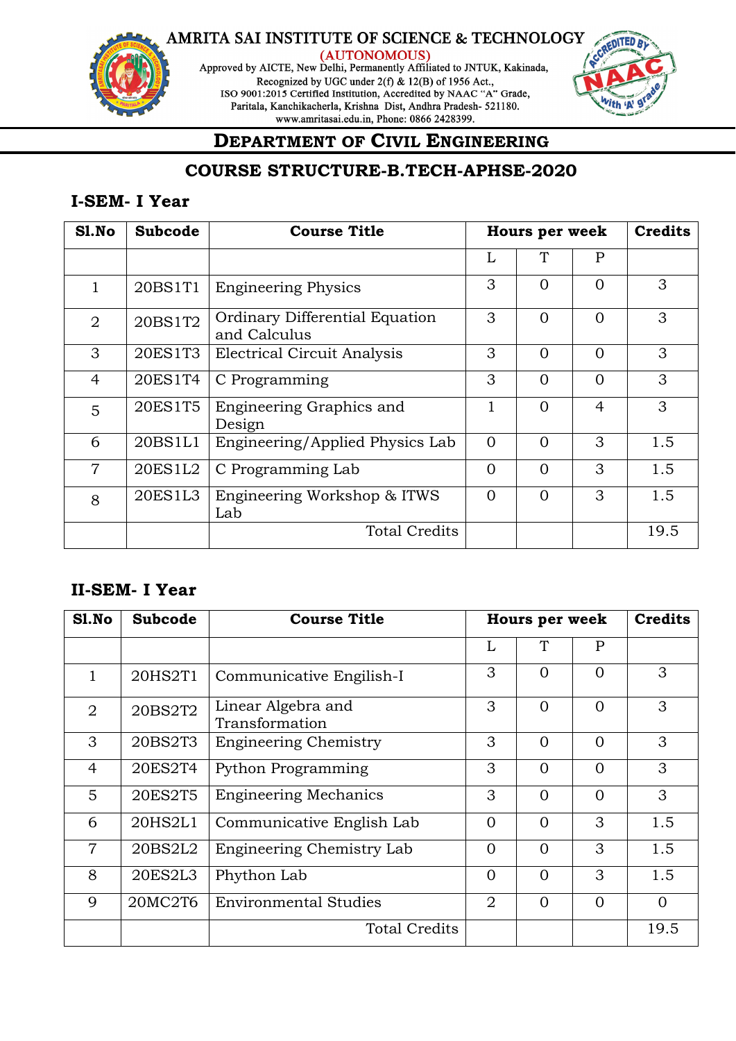AMRITA SAI INSTITUTE OF SCIENCE & TECHNOLOGY

(AUTONOMOUS)

Approved by AICTE, New Delhi, Permanently Affiliated to JNTUK, Kakinada,
Recognized by UGC under 2(f) & 12(B) of 1956 Act.,
ISO 9001:2015 Certified Institution, Accredited by NAAC "A" Grade,
Paritala, Kanchikacherla, Krishna Dist, Andhra Pradesh- 521180.
www.amritasai.edu.in, Phone: 0866 2428399.

# DEPARTMENT OF CIVIL ENGINEERING

## COURSE STRUCTURE-B.TECH-APHSE-2020

### I-SEM- I Year

| Sl.No | Subcode | Course Title | Hours per week | | | Credits |
|---|---|---|---|---|---|---|
| | | | L | T | P | |
| 1 | 20BS1T1 | Engineering Physics | 3 | 0 | 0 | 3 |
| 2 | 20BS1T2 | Ordinary Differential Equation and Calculus | 3 | 0 | 0 | 3 |
| 3 | 20ES1T3 | Electrical Circuit Analysis | 3 | 0 | 0 | 3 |
| 4 | 20ES1T4 | C Programming | 3 | 0 | 0 | 3 |
| 5 | 20ES1T5 | Engineering Graphics and Design | 1 | 0 | 4 | 3 |
| 6 | 20BS1L1 | Engineering/Applied Physics Lab | 0 | 0 | 3 | 1.5 |
| 7 | 20ES1L2 | C Programming Lab | 0 | 0 | 3 | 1.5 |
| 8 | 20ES1L3 | Engineering Workshop & ITWS Lab | 0 | 0 | 3 | 1.5 |
| | | Total Credits | | | | 19.5 |

### II-SEM- I Year

| Sl.No | Subcode | Course Title | Hours per week | | | Credits |
|---|---|---|---|---|---|---|
| | | | L | T | P | |
| 1 | 20HS2T1 | Communicative Engilish-I | 3 | 0 | 0 | 3 |
| 2 | 20BS2T2 | Linear Algebra and Transformation | 3 | 0 | 0 | 3 |
| 3 | 20BS2T3 | Engineering Chemistry | 3 | 0 | 0 | 3 |
| 4 | 20ES2T4 | Python Programming | 3 | 0 | 0 | 3 |
| 5 | 20ES2T5 | Engineering Mechanics | 3 | 0 | 0 | 3 |
| 6 | 20HS2L1 | Communicative English Lab | 0 | 0 | 3 | 1.5 |
| 7 | 20BS2L2 | Engineering Chemistry Lab | 0 | 0 | 3 | 1.5 |
| 8 | 20ES2L3 | Phython Lab | 0 | 0 | 3 | 1.5 |
| 9 | 20MC2T6 | Environmental Studies | 2 | 0 | 0 | 0 |
| | | Total Credits | | | | 19.5 |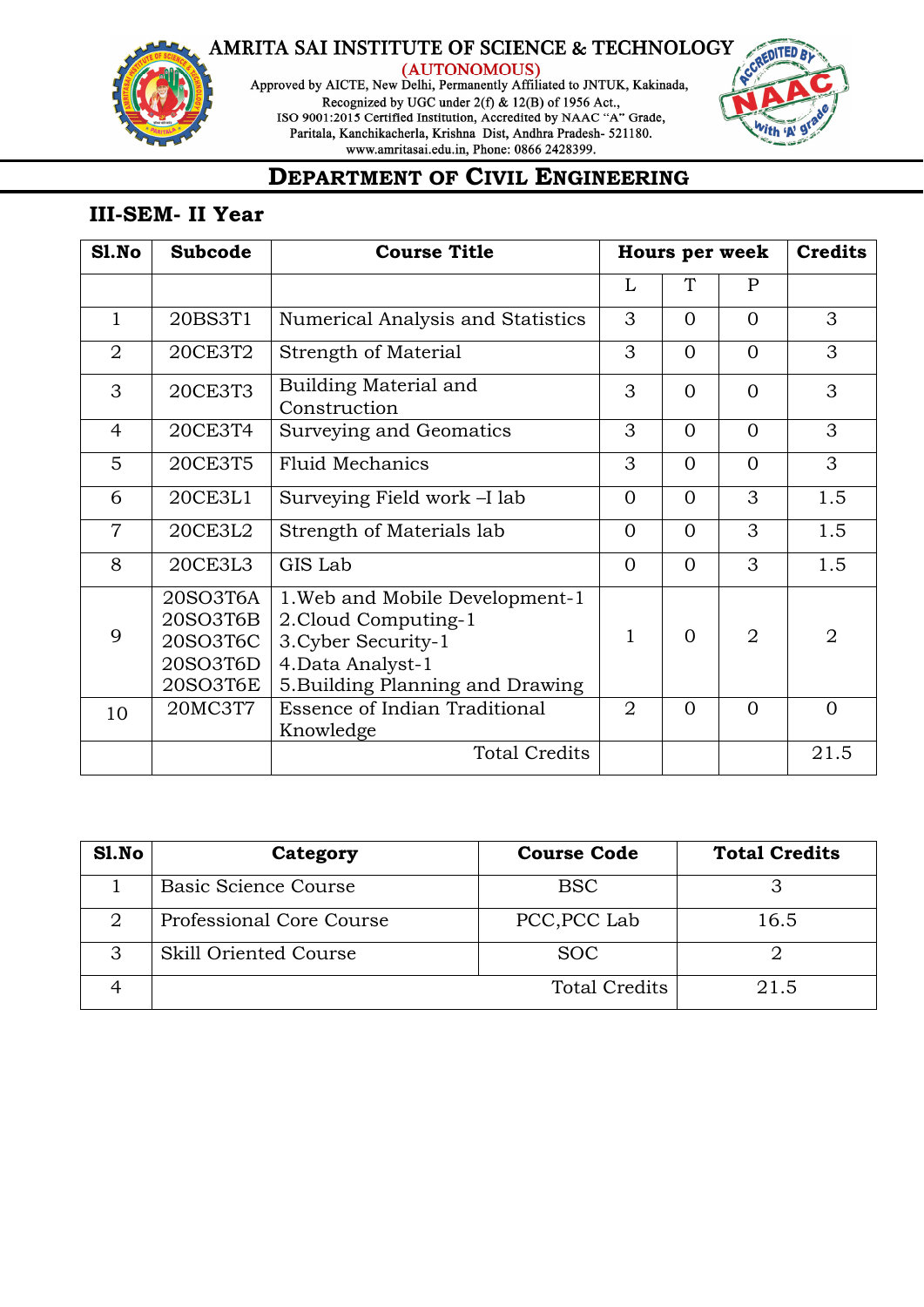AMRITA SAI INSTITUTE OF SCIENCE & TECHNOLOGY
(AUTONOMOUS)
Approved by AICTE, New Delhi, Permanently Affiliated to JNTUK, Kakinada,
Recognized by UGC under 2(f) & 12(B) of 1956 Act.,
ISO 9001:2015 Certified Institution, Accredited by NAAC "A" Grade,
Paritala, Kanchikacherla, Krishna Dist, Andhra Pradesh- 521180.
www.amritasai.edu.in, Phone: 0866 2428399.

# DEPARTMENT OF CIVIL ENGINEERING

## III-SEM- II Year

| Sl.No | Subcode | Course Title | Hours per week | | | Credits |
|---|---|---|---|---|---|---|
| | | | L | T | P | |
| 1 | 20BS3T1 | Numerical Analysis and Statistics | 3 | 0 | 0 | 3 |
| 2 | 20CE3T2 | Strength of Material | 3 | 0 | 0 | 3 |
| 3 | 20CE3T3 | Building Material and Construction | 3 | 0 | 0 | 3 |
| 4 | 20CE3T4 | Surveying and Geomatics | 3 | 0 | 0 | 3 |
| 5 | 20CE3T5 | Fluid Mechanics | 3 | 0 | 0 | 3 |
| 6 | 20CE3L1 | Surveying Field work –I lab | 0 | 0 | 3 | 1.5 |
| 7 | 20CE3L2 | Strength of Materials lab | 0 | 0 | 3 | 1.5 |
| 8 | 20CE3L3 | GIS Lab | 0 | 0 | 3 | 1.5 |
| 9 | 20SO3T6A<br>20SO3T6B<br>20SO3T6C<br>20SO3T6D<br>20SO3T6E | 1.Web and Mobile Development-1<br>2.Cloud Computing-1<br>3.Cyber Security-1<br>4.Data Analyst-1<br>5.Building Planning and Drawing | 1 | 0 | 2 | 2 |
| 10 | 20MC3T7 | Essence of Indian Traditional Knowledge | 2 | 0 | 0 | 0 |
| | | Total Credits | | | | 21.5 |

| Sl.No | Category | Course Code | Total Credits |
|---|---|---|---|
| 1 | Basic Science Course | BSC | 3 |
| 2 | Professional Core Course | PCC,PCC Lab | 16.5 |
| 3 | Skill Oriented Course | SOC | 2 |
| 4 | | Total Credits | 21.5 |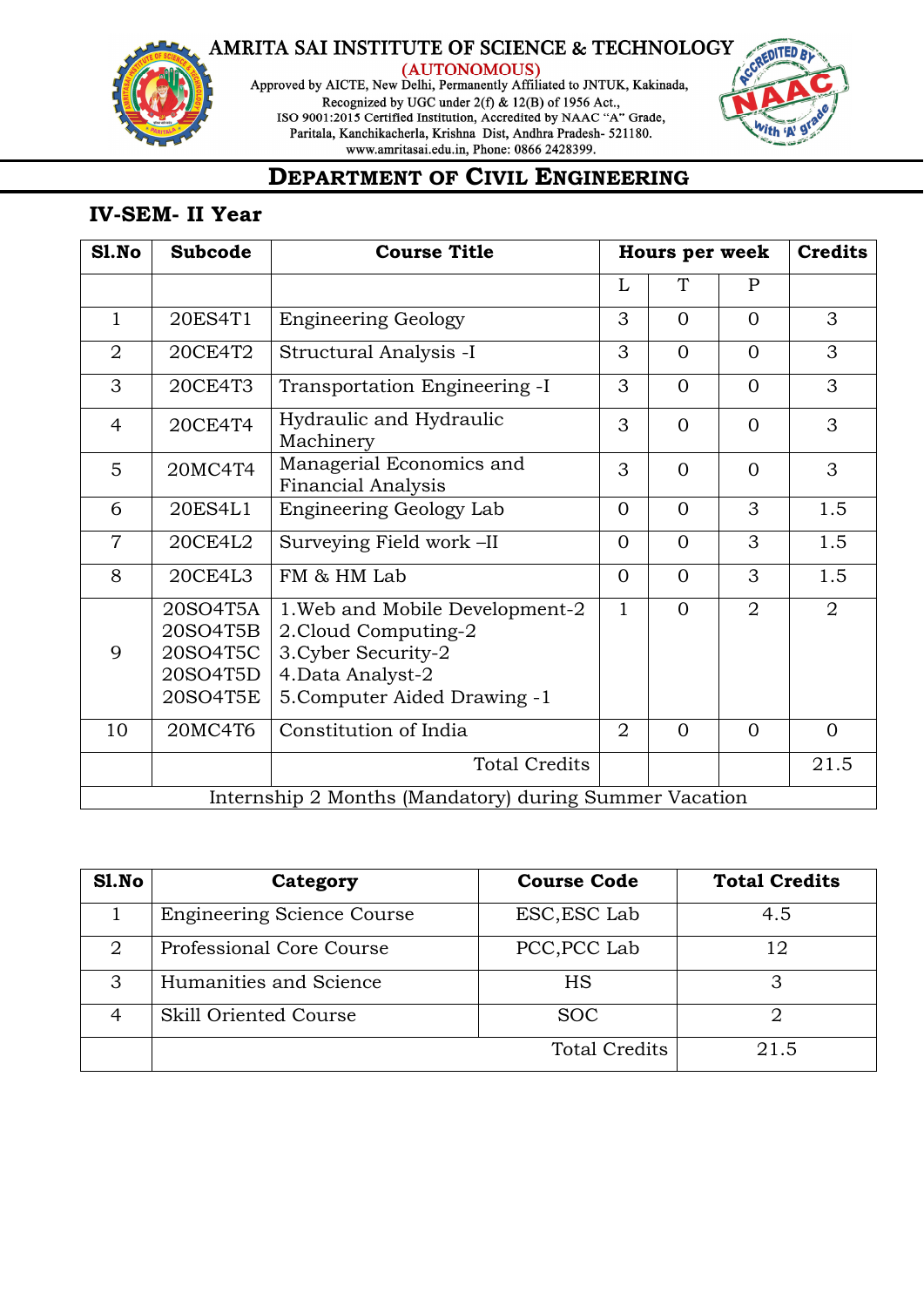# AMRITA SAI INSTITUTE OF SCIENCE & TECHNOLOGY

(AUTONOMOUS)

Approved by AICTE, New Delhi, Permanently Affiliated to JNTUK, Kakinada, Recognized by UGC under 2(f) & 12(B) of 1956 Act., ISO 9001:2015 Certified Institution, Accredited by NAAC "A" Grade, Paritala, Kanchikacherla, Krishna Dist, Andhra Pradesh- 521180. www.amritasai.edu.in, Phone: 0866 2428399.

## DEPARTMENT OF CIVIL ENGINEERING

### IV-SEM- II Year

| Sl.No | Subcode | Course Title | Hours per week | | | Credits |
|---|---|---|---|---|---|---|
| | | | L | T | P | |
| 1 | 20ES4T1 | Engineering Geology | 3 | 0 | 0 | 3 |
| 2 | 20CE4T2 | Structural Analysis -I | 3 | 0 | 0 | 3 |
| 3 | 20CE4T3 | Transportation Engineering -I | 3 | 0 | 0 | 3 |
| 4 | 20CE4T4 | Hydraulic and Hydraulic Machinery | 3 | 0 | 0 | 3 |
| 5 | 20MC4T4 | Managerial Economics and Financial Analysis | 3 | 0 | 0 | 3 |
| 6 | 20ES4L1 | Engineering Geology Lab | 0 | 0 | 3 | 1.5 |
| 7 | 20CE4L2 | Surveying Field work –II | 0 | 0 | 3 | 1.5 |
| 8 | 20CE4L3 | FM & HM Lab | 0 | 0 | 3 | 1.5 |
| 9 | 20SO4T5A<br>20SO4T5B<br>20SO4T5C<br>20SO4T5D<br>20SO4T5E | 1.Web and Mobile Development-2<br>2.Cloud Computing-2<br>3.Cyber Security-2<br>4.Data Analyst-2<br>5.Computer Aided Drawing -1 | 1 | 0 | 2 | 2 |
| 10 | 20MC4T6 | Constitution of India | 2 | 0 | 0 | 0 |
| | | Total Credits | | | | 21.5 |
| Internship 2 Months (Mandatory) during Summer Vacation | | | | | | |

| Sl.No | Category | Course Code | Total Credits |
|---|---|---|---|
| 1 | Engineering Science Course | ESC,ESC Lab | 4.5 |
| 2 | Professional Core Course | PCC,PCC Lab | 12 |
| 3 | Humanities and Science | HS | 3 |
| 4 | Skill Oriented Course | SOC | 2 |
| | | Total Credits | 21.5 |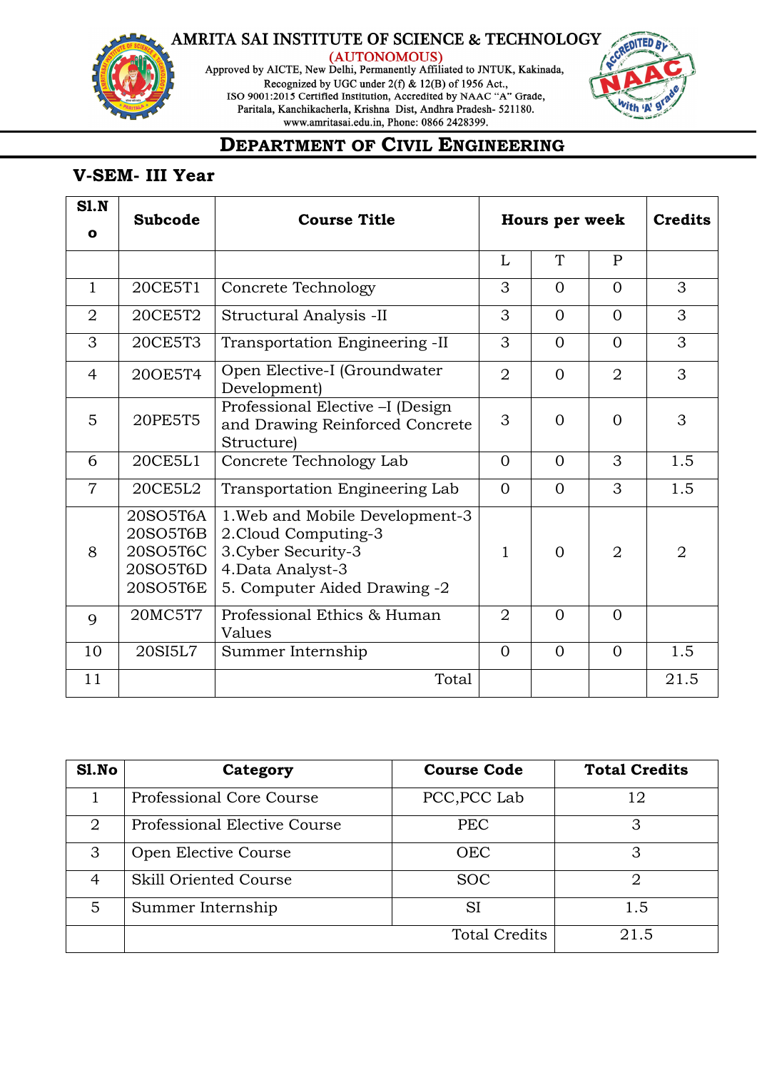# AMRITA SAI INSTITUTE OF SCIENCE & TECHNOLOGY

(AUTONOMOUS)

Approved by AICTE, New Delhi, Permanently Affiliated to JNTUK, Kakinada,
Recognized by UGC under 2(f) & 12(B) of 1956 Act.,
ISO 9001:2015 Certified Institution, Accredited by NAAC "A" Grade,
Paritala, Kanchikacherla, Krishna Dist, Andhra Pradesh- 521180.
www.amritasai.edu.in, Phone: 0866 2428399.

## DEPARTMENT OF CIVIL ENGINEERING

### V-SEM- III Year

| Sl.No | Subcode | Course Title | Hours per week | | | Credits |
|---|---|---|---|---|---|---|
| | | | L | T | P | |
| 1 | 20CE5T1 | Concrete Technology | 3 | 0 | 0 | 3 |
| 2 | 20CE5T2 | Structural Analysis -II | 3 | 0 | 0 | 3 |
| 3 | 20CE5T3 | Transportation Engineering -II | 3 | 0 | 0 | 3 |
| 4 | 20OE5T4 | Open Elective-I (Groundwater Development) | 2 | 0 | 2 | 3 |
| 5 | 20PE5T5 | Professional Elective –I (Design and Drawing Reinforced Concrete Structure) | 3 | 0 | 0 | 3 |
| 6 | 20CE5L1 | Concrete Technology Lab | 0 | 0 | 3 | 1.5 |
| 7 | 20CE5L2 | Transportation Engineering Lab | 0 | 0 | 3 | 1.5 |
| 8 | 20SO5T6A<br>20SO5T6B<br>20SO5T6C<br>20SO5T6D<br>20SO5T6E | 1.Web and Mobile Development-3<br>2.Cloud Computing-3<br>3.Cyber Security-3<br>4.Data Analyst-3<br>5. Computer Aided Drawing -2 | 1 | 0 | 2 | 2 |
| 9 | 20MC5T7 | Professional Ethics & Human Values | 2 | 0 | 0 | |
| 10 | 20SI5L7 | Summer Internship | 0 | 0 | 0 | 1.5 |
| 11 | | Total | | | | 21.5 |

| Sl.No | Category | Course Code | Total Credits |
|---|---|---|---|
| 1 | Professional Core Course | PCC,PCC Lab | 12 |
| 2 | Professional Elective Course | PEC | 3 |
| 3 | Open Elective Course | OEC | 3 |
| 4 | Skill Oriented Course | SOC | 2 |
| 5 | Summer Internship | SI | 1.5 |
| | | Total Credits | 21.5 |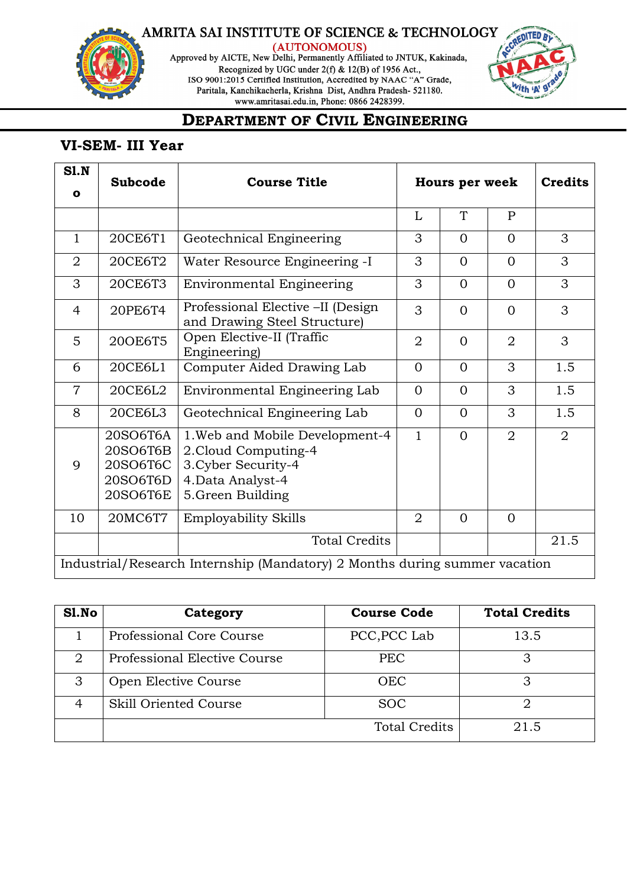AMRITA SAI INSTITUTE OF SCIENCE & TECHNOLOGY
(AUTONOMOUS)
Approved by AICTE, New Delhi, Permanently Affiliated to JNTUK, Kakinada,
Recognized by UGC under 2(f) & 12(B) of 1956 Act.,
ISO 9001:2015 Certified Institution, Accredited by NAAC "A" Grade,
Paritala, Kanchikacherla, Krishna Dist, Andhra Pradesh- 521180.
www.amritasai.edu.in, Phone: 0866 2428399.

# DEPARTMENT OF CIVIL ENGINEERING

## VI-SEM- III Year

| Sl.No | Subcode | Course Title | Hours per week | | | Credits |
|---|---|---|---|---|---|---|
| | | | L | T | P | |
| 1 | 20CE6T1 | Geotechnical Engineering | 3 | 0 | 0 | 3 |
| 2 | 20CE6T2 | Water Resource Engineering -I | 3 | 0 | 0 | 3 |
| 3 | 20CE6T3 | Environmental Engineering | 3 | 0 | 0 | 3 |
| 4 | 20PE6T4 | Professional Elective –II (Design and Drawing Steel Structure) | 3 | 0 | 0 | 3 |
| 5 | 20OE6T5 | Open Elective-II (Traffic Engineering) | 2 | 0 | 2 | 3 |
| 6 | 20CE6L1 | Computer Aided Drawing Lab | 0 | 0 | 3 | 1.5 |
| 7 | 20CE6L2 | Environmental Engineering Lab | 0 | 0 | 3 | 1.5 |
| 8 | 20CE6L3 | Geotechnical Engineering Lab | 0 | 0 | 3 | 1.5 |
| 9 | 20SO6T6A<br>20SO6T6B<br>20SO6T6C<br>20SO6T6D<br>20SO6T6E | 1.Web and Mobile Development-4<br>2.Cloud Computing-4<br>3.Cyber Security-4<br>4.Data Analyst-4<br>5.Green Building | 1 | 0 | 2 | 2 |
| 10 | 20MC6T7 | Employability Skills | 2 | 0 | 0 | |
| | | Total Credits | | | | 21.5 |
| Industrial/Research Internship (Mandatory) 2 Months during summer vacation | | | | | | |

| Sl.No | Category | Course Code | Total Credits |
|---|---|---|---|
| 1 | Professional Core Course | PCC,PCC Lab | 13.5 |
| 2 | Professional Elective Course | PEC | 3 |
| 3 | Open Elective Course | OEC | 3 |
| 4 | Skill Oriented Course | SOC | 2 |
| | | Total Credits | 21.5 |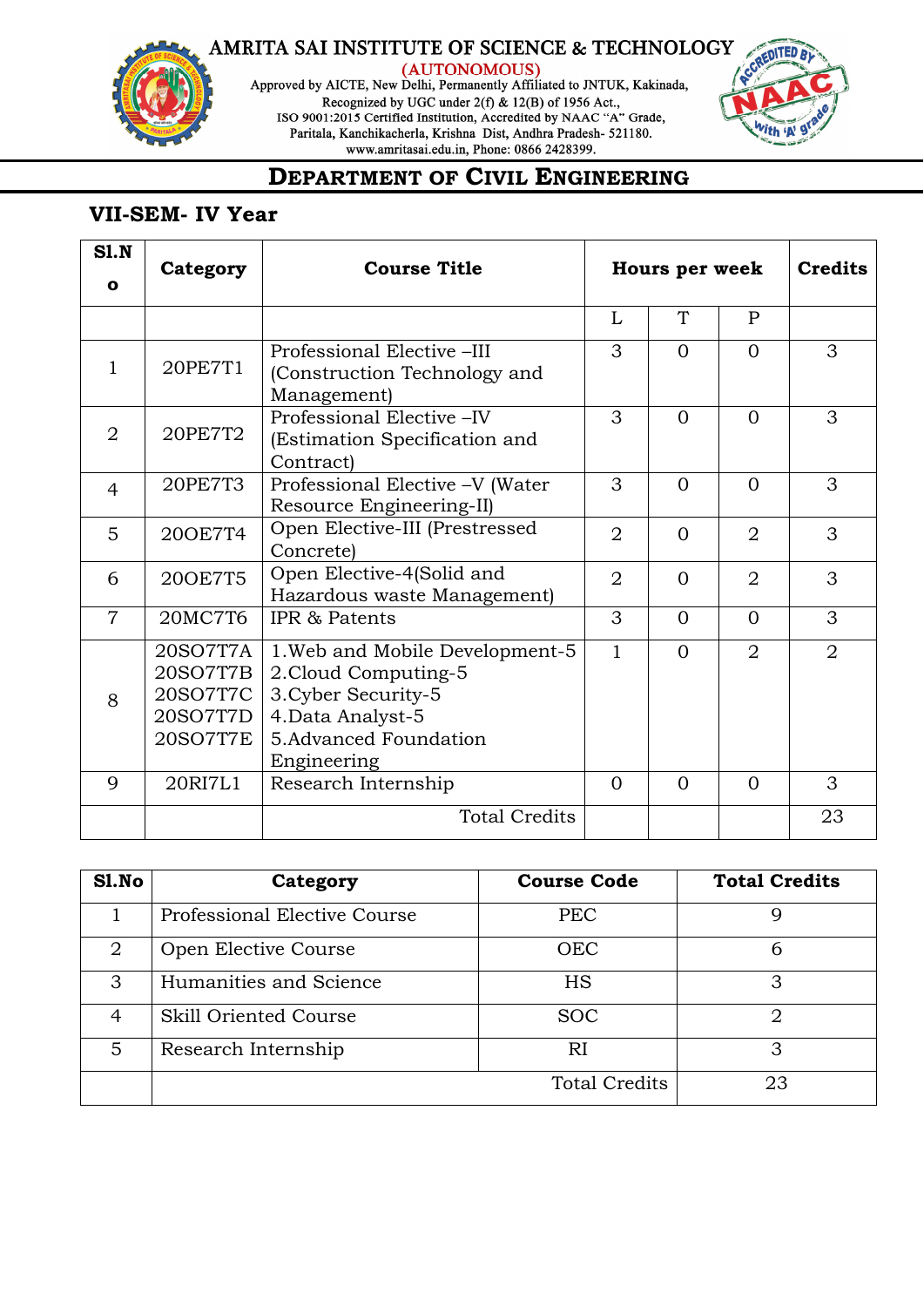AMRITA SAI INSTITUTE OF SCIENCE & TECHNOLOGY
(AUTONOMOUS)
Approved by AICTE, New Delhi, Permanently Affiliated to JNTUK, Kakinada,
Recognized by UGC under 2(f) & 12(B) of 1956 Act.,
ISO 9001:2015 Certified Institution, Accredited by NAAC "A" Grade,
Paritala, Kanchikacherla, Krishna Dist, Andhra Pradesh- 521180.
www.amritasai.edu.in, Phone: 0866 2428399.

# DEPARTMENT OF CIVIL ENGINEERING

## VII-SEM- IV Year

| Sl.No | Category | Course Title | Hours per week | | | Credits |
|---|---|---|---|---|---|---|
| | | | L | T | P | |
| 1 | 20PE7T1 | Professional Elective –III (Construction Technology and Management) | 3 | 0 | 0 | 3 |
| 2 | 20PE7T2 | Professional Elective –IV (Estimation Specification and Contract) | 3 | 0 | 0 | 3 |
| 4 | 20PE7T3 | Professional Elective –V (Water Resource Engineering-II) | 3 | 0 | 0 | 3 |
| 5 | 20OE7T4 | Open Elective-III (Prestressed Concrete) | 2 | 0 | 2 | 3 |
| 6 | 20OE7T5 | Open Elective-4(Solid and Hazardous waste Management) | 2 | 0 | 2 | 3 |
| 7 | 20MC7T6 | IPR & Patents | 3 | 0 | 0 | 3 |
| 8 | 20SO7T7A<br>20SO7T7B<br>20SO7T7C<br>20SO7T7D<br>20SO7T7E | 1.Web and Mobile Development-5<br>2.Cloud Computing-5<br>3.Cyber Security-5<br>4.Data Analyst-5<br>5.Advanced Foundation Engineering | 1 | 0 | 2 | 2 |
| 9 | 20RI7L1 | Research Internship | 0 | 0 | 0 | 3 |
| | | Total Credits | | | | 23 |

| Sl.No | Category | Course Code | Total Credits |
|---|---|---|---|
| 1 | Professional Elective Course | PEC | 9 |
| 2 | Open Elective Course | OEC | 6 |
| 3 | Humanities and Science | HS | 3 |
| 4 | Skill Oriented Course | SOC | 2 |
| 5 | Research Internship | RI | 3 |
| | | Total Credits | 23 |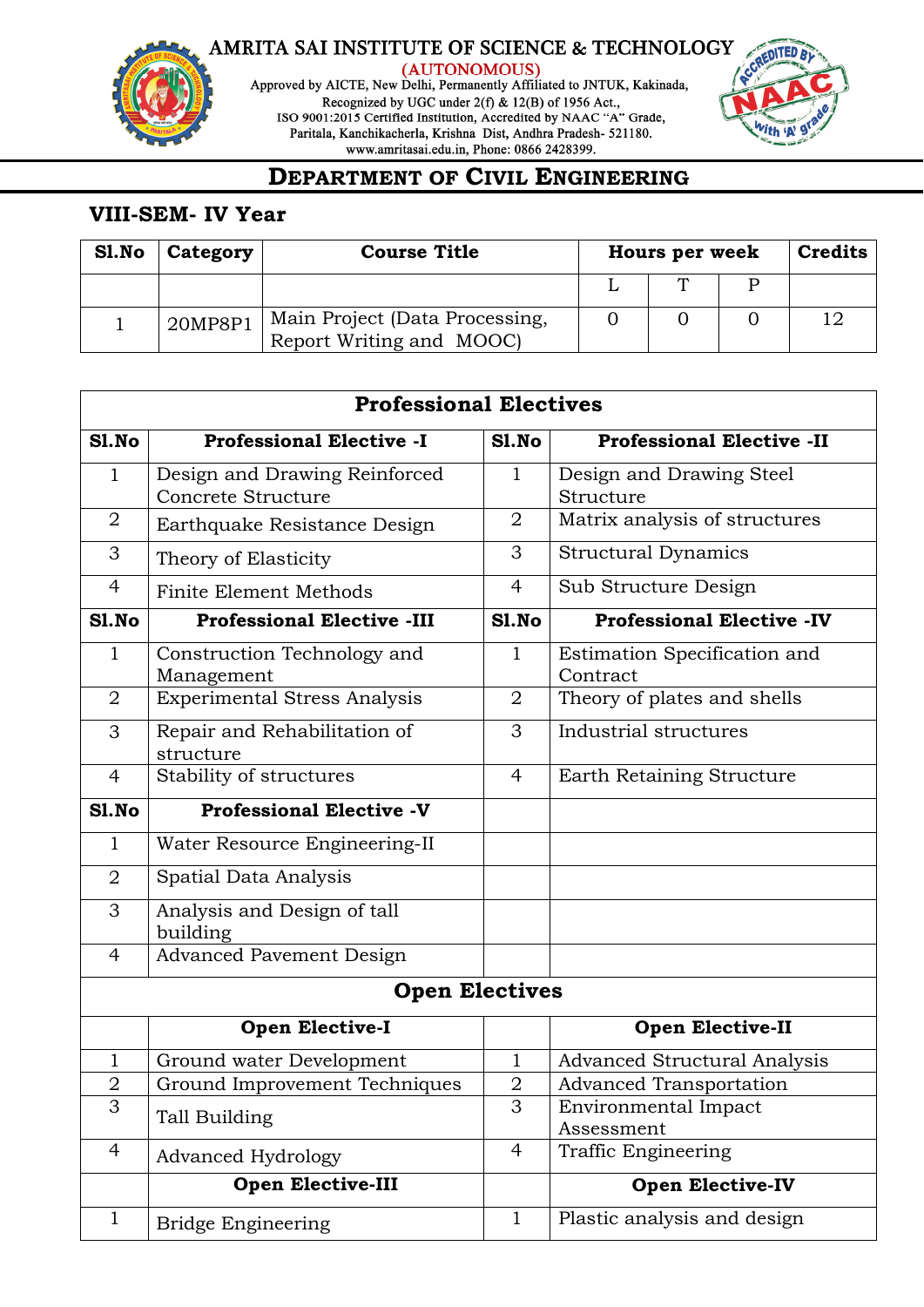AMRITA SAI INSTITUTE OF SCIENCE & TECHNOLOGY
(AUTONOMOUS)
Approved by AICTE, New Delhi, Permanently Affiliated to JNTUK, Kakinada,
Recognized by UGC under 2(f) & 12(B) of 1956 Act.,
ISO 9001:2015 Certified Institution, Accredited by NAAC "A" Grade,
Paritala, Kanchikacherla, Krishna Dist, Andhra Pradesh- 521180.
www.amritasai.edu.in, Phone: 0866 2428399.

# DEPARTMENT OF CIVIL ENGINEERING

## VIII-SEM- IV Year

| Sl.No | Category | Course Title | Hours per week | | | Credits |
|---|---|---|---|---|---|---|
| | | | L | T | P | |
| 1 | 20MP8P1 | Main Project (Data Processing, Report Writing and MOOC) | 0 | 0 | 0 | 12 |

| **Professional Electives** | | | |
|---|---|---|---|
| **Sl.No** | **Professional Elective -I** | **Sl.No** | **Professional Elective -II** |
| 1 | Design and Drawing Reinforced Concrete Structure | 1 | Design and Drawing Steel Structure |
| 2 | Earthquake Resistance Design | 2 | Matrix analysis of structures |
| 3 | Theory of Elasticity | 3 | Structural Dynamics |
| 4 | Finite Element Methods | 4 | Sub Structure Design |
| **Sl.No** | **Professional Elective -III** | **Sl.No** | **Professional Elective -IV** |
| 1 | Construction Technology and Management | 1 | Estimation Specification and Contract |
| 2 | Experimental Stress Analysis | 2 | Theory of plates and shells |
| 3 | Repair and Rehabilitation of structure | 3 | Industrial structures |
| 4 | Stability of structures | 4 | Earth Retaining Structure |
| **Sl.No** | **Professional Elective -V** | | |
| 1 | Water Resource Engineering-II | | |
| 2 | Spatial Data Analysis | | |
| 3 | Analysis and Design of tall building | | |
| 4 | Advanced Pavement Design | | |
| **Open Electives** | | | |
| | **Open Elective-I** | | **Open Elective-II** |
| 1 | Ground water Development | 1 | Advanced Structural Analysis |
| 2 | Ground Improvement Techniques | 2 | Advanced Transportation |
| 3 | Tall Building | 3 | Environmental Impact Assessment |
| 4 | Advanced Hydrology | 4 | Traffic Engineering |
| | **Open Elective-III** | | **Open Elective-IV** |
| 1 | Bridge Engineering | 1 | Plastic analysis and design |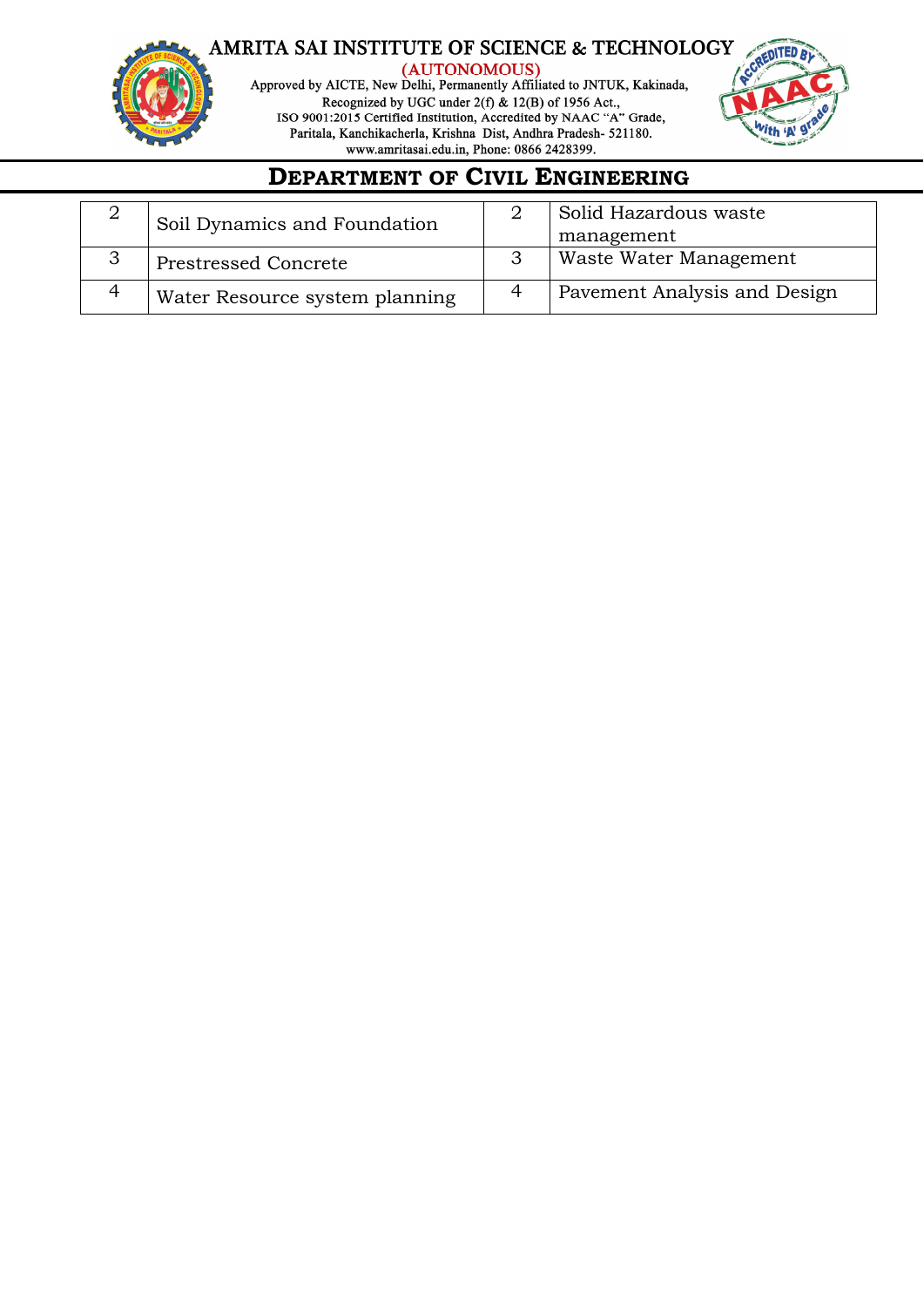## DEPARTMENT OF CIVIL ENGINEERING

| | | | |
|---|---|---|---|
| 2 | Soil Dynamics and Foundation | 2 | Solid Hazardous waste management |
| 3 | Prestressed Concrete | 3 | Waste Water Management |
| 4 | Water Resource system planning | 4 | Pavement Analysis and Design |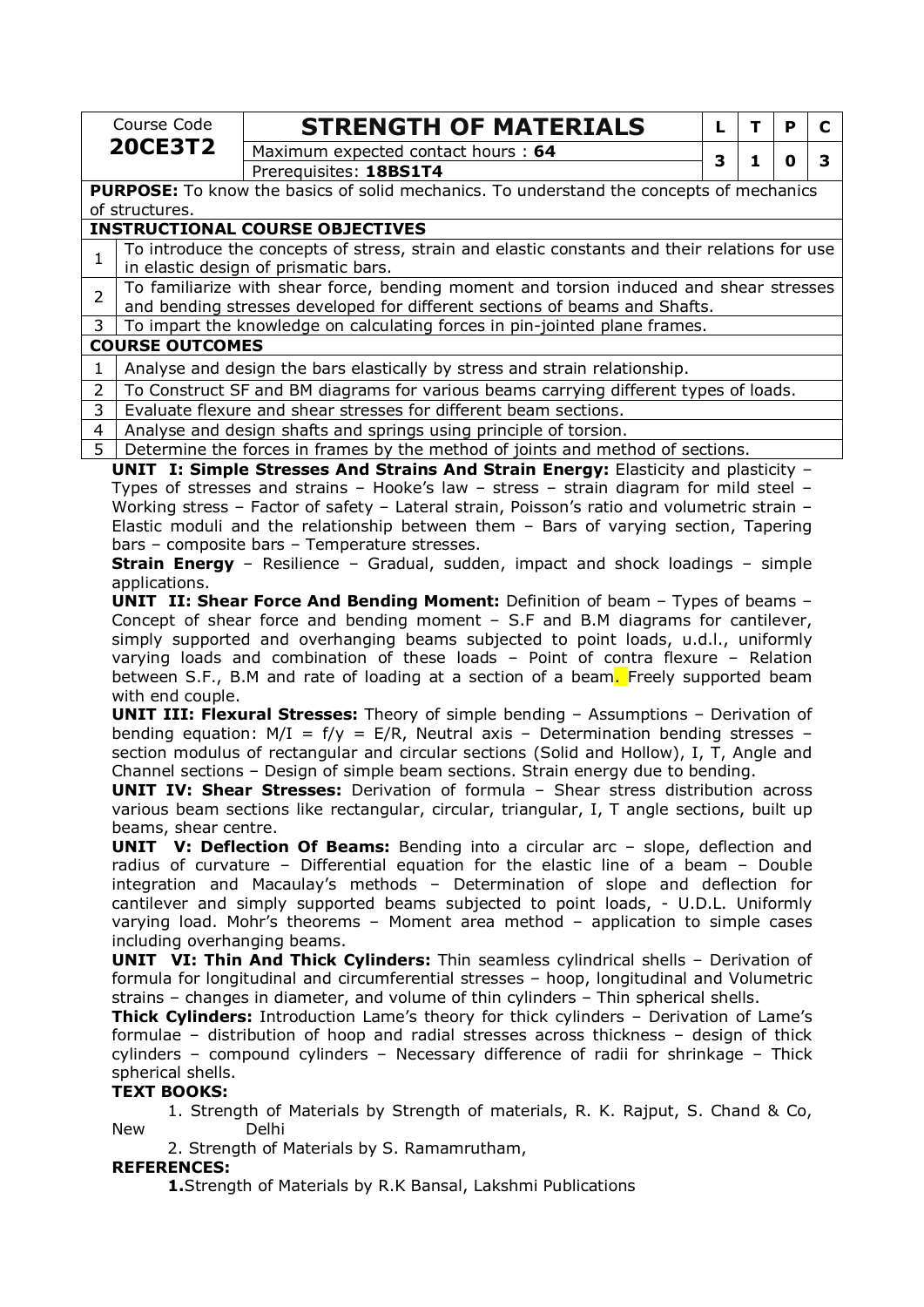| Course Code **20CE3T2** | **STRENGTH OF MATERIALS** | L | T | P | C |
|---|---|---|---|---|---|
| | Maximum expected contact hours : **64** | 3 | 1 | 0 | 3 |
| | Prerequisites: **18BS1T4** | | | | |

**PURPOSE:** To know the basics of solid mechanics. To understand the concepts of mechanics of structures.

**INSTRUCTIONAL COURSE OBJECTIVES**

| | |
|---|---|
| 1 | To introduce the concepts of stress, strain and elastic constants and their relations for use in elastic design of prismatic bars. |
| 2 | To familiarize with shear force, bending moment and torsion induced and shear stresses and bending stresses developed for different sections of beams and Shafts. |
| 3 | To impart the knowledge on calculating forces in pin-jointed plane frames. |

**COURSE OUTCOMES**

| | |
|---|---|
| 1 | Analyse and design the bars elastically by stress and strain relationship. |
| 2 | To Construct SF and BM diagrams for various beams carrying different types of loads. |
| 3 | Evaluate flexure and shear stresses for different beam sections. |
| 4 | Analyse and design shafts and springs using principle of torsion. |
| 5 | Determine the forces in frames by the method of joints and method of sections. |

**UNIT I: Simple Stresses And Strains And Strain Energy:** Elasticity and plasticity – Types of stresses and strains – Hooke's law – stress – strain diagram for mild steel – Working stress – Factor of safety – Lateral strain, Poisson's ratio and volumetric strain – Elastic moduli and the relationship between them – Bars of varying section, Tapering bars – composite bars – Temperature stresses.

**Strain Energy** – Resilience – Gradual, sudden, impact and shock loadings – simple applications.

**UNIT II: Shear Force And Bending Moment:** Definition of beam – Types of beams – Concept of shear force and bending moment – S.F and B.M diagrams for cantilever, simply supported and overhanging beams subjected to point loads, u.d.l., uniformly varying loads and combination of these loads – Point of contra flexure – Relation between S.F., B.M and rate of loading at a section of a beam. Freely supported beam with end couple.

**UNIT III: Flexural Stresses:** Theory of simple bending – Assumptions – Derivation of bending equation: $M/I = f/y = E/R$, Neutral axis – Determination bending stresses – section modulus of rectangular and circular sections (Solid and Hollow), I, T, Angle and Channel sections – Design of simple beam sections. Strain energy due to bending.

**UNIT IV: Shear Stresses:** Derivation of formula – Shear stress distribution across various beam sections like rectangular, circular, triangular, I, T angle sections, built up beams, shear centre.

**UNIT V: Deflection Of Beams:** Bending into a circular arc – slope, deflection and radius of curvature – Differential equation for the elastic line of a beam – Double integration and Macaulay's methods – Determination of slope and deflection for cantilever and simply supported beams subjected to point loads, - U.D.L. Uniformly varying load. Mohr's theorems – Moment area method – application to simple cases including overhanging beams.

**UNIT VI: Thin And Thick Cylinders:** Thin seamless cylindrical shells – Derivation of formula for longitudinal and circumferential stresses – hoop, longitudinal and Volumetric strains – changes in diameter, and volume of thin cylinders – Thin spherical shells.

**Thick Cylinders:** Introduction Lame's theory for thick cylinders – Derivation of Lame's formulae – distribution of hoop and radial stresses across thickness – design of thick cylinders – compound cylinders – Necessary difference of radii for shrinkage – Thick spherical shells.

**TEXT BOOKS:**

1. Strength of Materials by Strength of materials, R. K. Rajput, S. Chand & Co, New Delhi
2. Strength of Materials by S. Ramamrutham,

**REFERENCES:**

**1.** Strength of Materials by R.K Bansal, Lakshmi Publications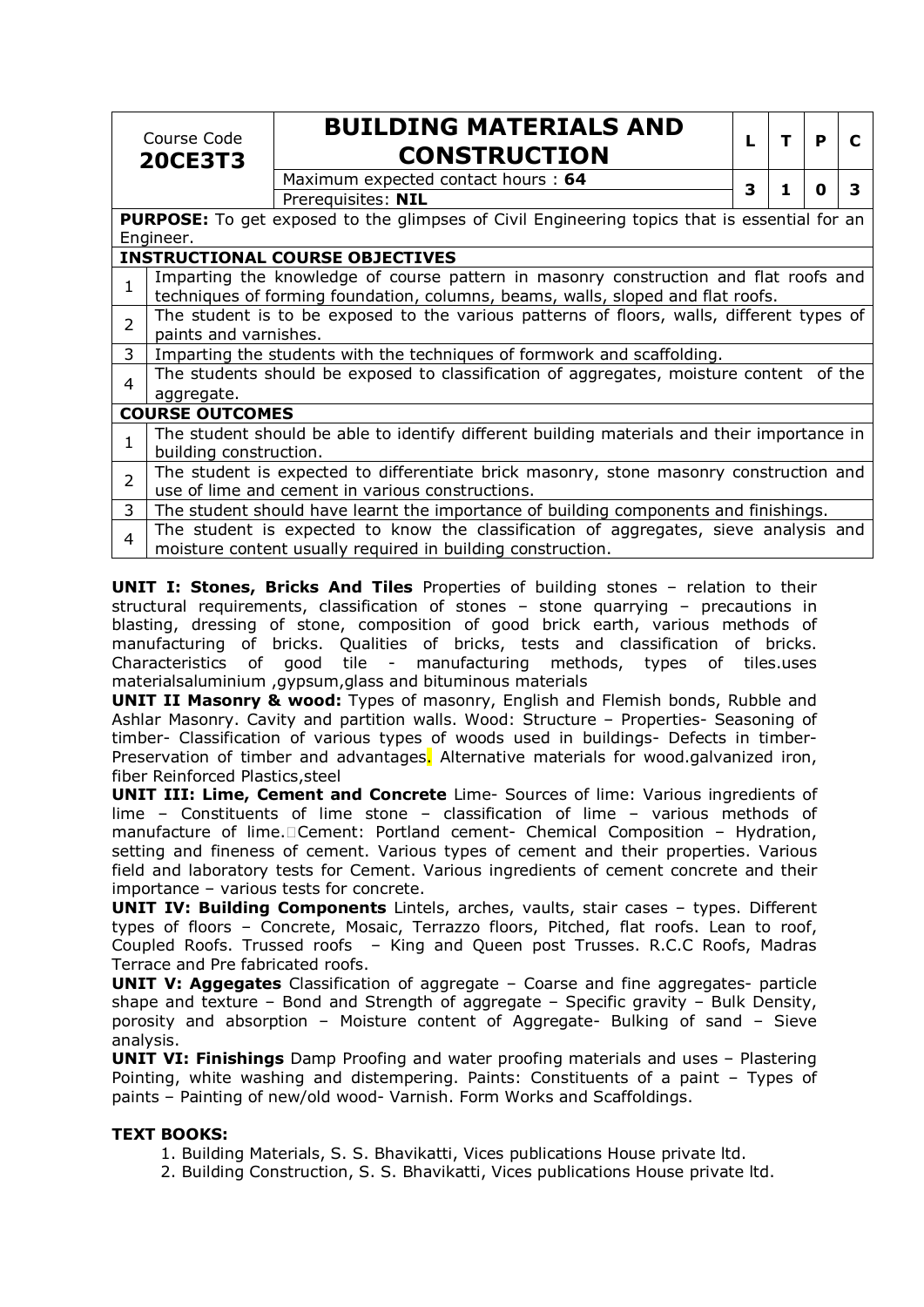| Course Code **20CE3T3** | **BUILDING MATERIALS AND CONSTRUCTION** | L | T | P | C |
|---|---|---|---|---|---|
| | Maximum expected contact hours : **64** | 3 | 1 | 0 | 3 |
| | Prerequisites: **NIL** | | | | |

**PURPOSE:** To get exposed to the glimpses of Civil Engineering topics that is essential for an Engineer.

**INSTRUCTIONAL COURSE OBJECTIVES**

| | |
|---|---|
| 1 | Imparting the knowledge of course pattern in masonry construction and flat roofs and techniques of forming foundation, columns, beams, walls, sloped and flat roofs. |
| 2 | The student is to be exposed to the various patterns of floors, walls, different types of paints and varnishes. |
| 3 | Imparting the students with the techniques of formwork and scaffolding. |
| 4 | The students should be exposed to classification of aggregates, moisture content of the aggregate. |

**COURSE OUTCOMES**

| | |
|---|---|
| 1 | The student should be able to identify different building materials and their importance in building construction. |
| 2 | The student is expected to differentiate brick masonry, stone masonry construction and use of lime and cement in various constructions. |
| 3 | The student should have learnt the importance of building components and finishings. |
| 4 | The student is expected to know the classification of aggregates, sieve analysis and moisture content usually required in building construction. |

**UNIT I: Stones, Bricks And Tiles** Properties of building stones – relation to their structural requirements, classification of stones – stone quarrying – precautions in blasting, dressing of stone, composition of good brick earth, various methods of manufacturing of bricks. Qualities of bricks, tests and classification of bricks. Characteristics of good tile - manufacturing methods, types of tiles.uses materialsaluminium ,gypsum,glass and bituminous materials

**UNIT II Masonry & wood:** Types of masonry, English and Flemish bonds, Rubble and Ashlar Masonry. Cavity and partition walls. Wood: Structure – Properties- Seasoning of timber- Classification of various types of woods used in buildings- Defects in timber- Preservation of timber and advantages. Alternative materials for wood.galvanized iron, fiber Reinforced Plastics,steel

**UNIT III: Lime, Cement and Concrete** Lime- Sources of lime: Various ingredients of lime – Constituents of lime stone – classification of lime – various methods of manufacture of lime. Cement: Portland cement- Chemical Composition – Hydration, setting and fineness of cement. Various types of cement and their properties. Various field and laboratory tests for Cement. Various ingredients of cement concrete and their importance – various tests for concrete.

**UNIT IV: Building Components** Lintels, arches, vaults, stair cases – types. Different types of floors – Concrete, Mosaic, Terrazzo floors, Pitched, flat roofs. Lean to roof, Coupled Roofs. Trussed roofs – King and Queen post Trusses. R.C.C Roofs, Madras Terrace and Pre fabricated roofs.

**UNIT V: Aggegates** Classification of aggregate – Coarse and fine aggregates- particle shape and texture – Bond and Strength of aggregate – Specific gravity – Bulk Density, porosity and absorption – Moisture content of Aggregate- Bulking of sand – Sieve analysis.

**UNIT VI: Finishings** Damp Proofing and water proofing materials and uses – Plastering Pointing, white washing and distempering. Paints: Constituents of a paint – Types of paints – Painting of new/old wood- Varnish. Form Works and Scaffoldings.

**TEXT BOOKS:**

1. Building Materials, S. S. Bhavikatti, Vices publications House private ltd.
2. Building Construction, S. S. Bhavikatti, Vices publications House private ltd.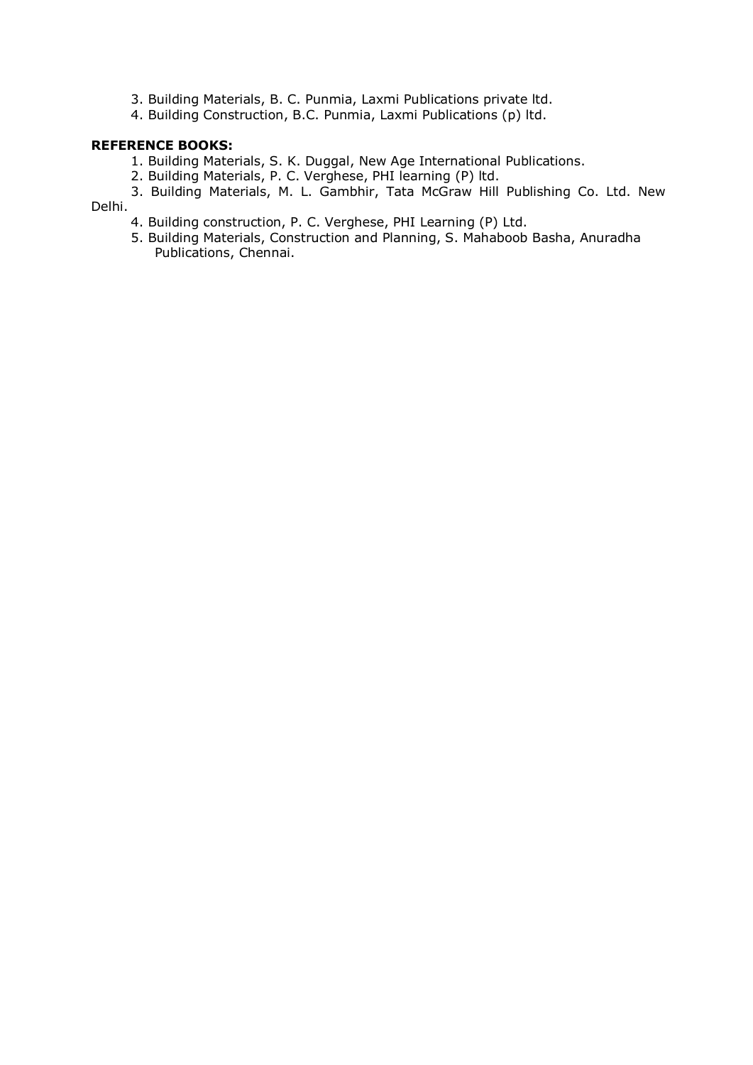3. Building Materials, B. C. Punmia, Laxmi Publications private ltd.
4. Building Construction, B.C. Punmia, Laxmi Publications (p) ltd.

**REFERENCE BOOKS:**

1. Building Materials, S. K. Duggal, New Age International Publications.
2. Building Materials, P. C. Verghese, PHI learning (P) ltd.
3. Building Materials, M. L. Gambhir, Tata McGraw Hill Publishing Co. Ltd. New Delhi.
4. Building construction, P. C. Verghese, PHI Learning (P) Ltd.
5. Building Materials, Construction and Planning, S. Mahaboob Basha, Anuradha Publications, Chennai.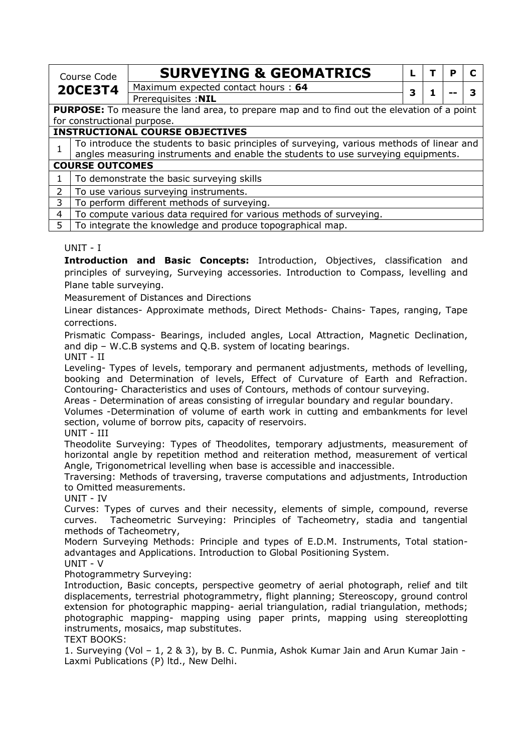| Course Code 20CE3T4 | SURVEYING & GEOMATRICS | L | T | P | C |
|---|---|---|---|---|---|
| | Maximum expected contact hours : **64** | 3 | 1 | -- | 3 |
| | Prerequisites :**NIL** | | | | |

**PURPOSE:** To measure the land area, to prepare map and to find out the elevation of a point for constructional purpose.

**INSTRUCTIONAL COURSE OBJECTIVES**

| | |
|---|---|
| 1 | To introduce the students to basic principles of surveying, various methods of linear and angles measuring instruments and enable the students to use surveying equipments. |

**COURSE OUTCOMES**

| | |
|---|---|
| 1 | To demonstrate the basic surveying skills |
| 2 | To use various surveying instruments. |
| 3 | To perform different methods of surveying. |
| 4 | To compute various data required for various methods of surveying. |
| 5 | To integrate the knowledge and produce topographical map. |

UNIT - I

**Introduction and Basic Concepts:** Introduction, Objectives, classification and principles of surveying, Surveying accessories. Introduction to Compass, levelling and Plane table surveying.

Measurement of Distances and Directions

Linear distances- Approximate methods, Direct Methods- Chains- Tapes, ranging, Tape corrections.

Prismatic Compass- Bearings, included angles, Local Attraction, Magnetic Declination, and dip – W.C.B systems and Q.B. system of locating bearings.

UNIT - II

Leveling- Types of levels, temporary and permanent adjustments, methods of levelling, booking and Determination of levels, Effect of Curvature of Earth and Refraction. Contouring- Characteristics and uses of Contours, methods of contour surveying.

Areas - Determination of areas consisting of irregular boundary and regular boundary.

Volumes -Determination of volume of earth work in cutting and embankments for level section, volume of borrow pits, capacity of reservoirs.

UNIT - III

Theodolite Surveying: Types of Theodolites, temporary adjustments, measurement of horizontal angle by repetition method and reiteration method, measurement of vertical Angle, Trigonometrical levelling when base is accessible and inaccessible.

Traversing: Methods of traversing, traverse computations and adjustments, Introduction to Omitted measurements.

UNIT - IV

Curves: Types of curves and their necessity, elements of simple, compound, reverse curves. Tacheometric Surveying: Principles of Tacheometry, stadia and tangential methods of Tacheometry,

Modern Surveying Methods: Principle and types of E.D.M. Instruments, Total station- advantages and Applications. Introduction to Global Positioning System.

UNIT - V

Photogrammetry Surveying:

Introduction, Basic concepts, perspective geometry of aerial photograph, relief and tilt displacements, terrestrial photogrammetry, flight planning; Stereoscopy, ground control extension for photographic mapping- aerial triangulation, radial triangulation, methods; photographic mapping- mapping using paper prints, mapping using stereoplotting instruments, mosaics, map substitutes.

TEXT BOOKS:

1. Surveying (Vol – 1, 2 & 3), by B. C. Punmia, Ashok Kumar Jain and Arun Kumar Jain - Laxmi Publications (P) ltd., New Delhi.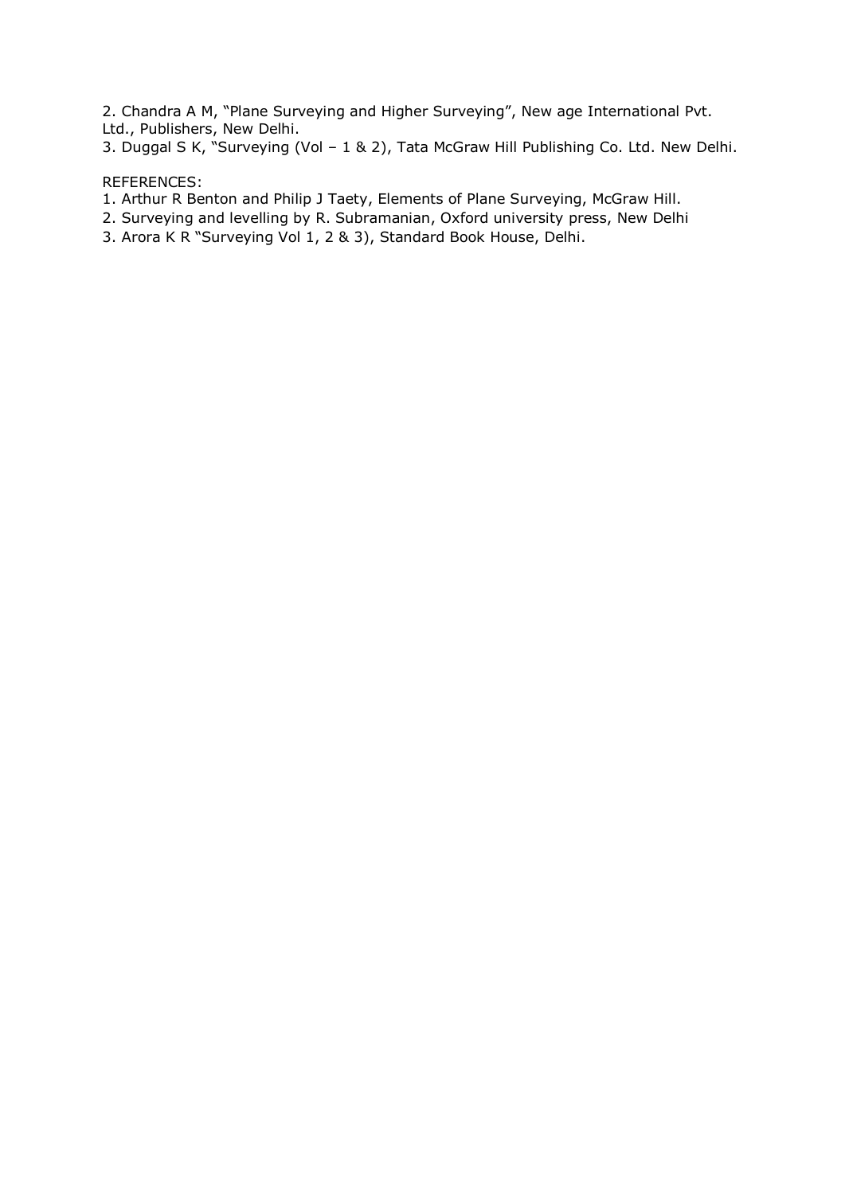2. Chandra A M, "Plane Surveying and Higher Surveying", New age International Pvt. Ltd., Publishers, New Delhi.
3. Duggal S K, "Surveying (Vol – 1 & 2), Tata McGraw Hill Publishing Co. Ltd. New Delhi.

REFERENCES:

1. Arthur R Benton and Philip J Taety, Elements of Plane Surveying, McGraw Hill.
2. Surveying and levelling by R. Subramanian, Oxford university press, New Delhi
3. Arora K R "Surveying Vol 1, 2 & 3), Standard Book House, Delhi.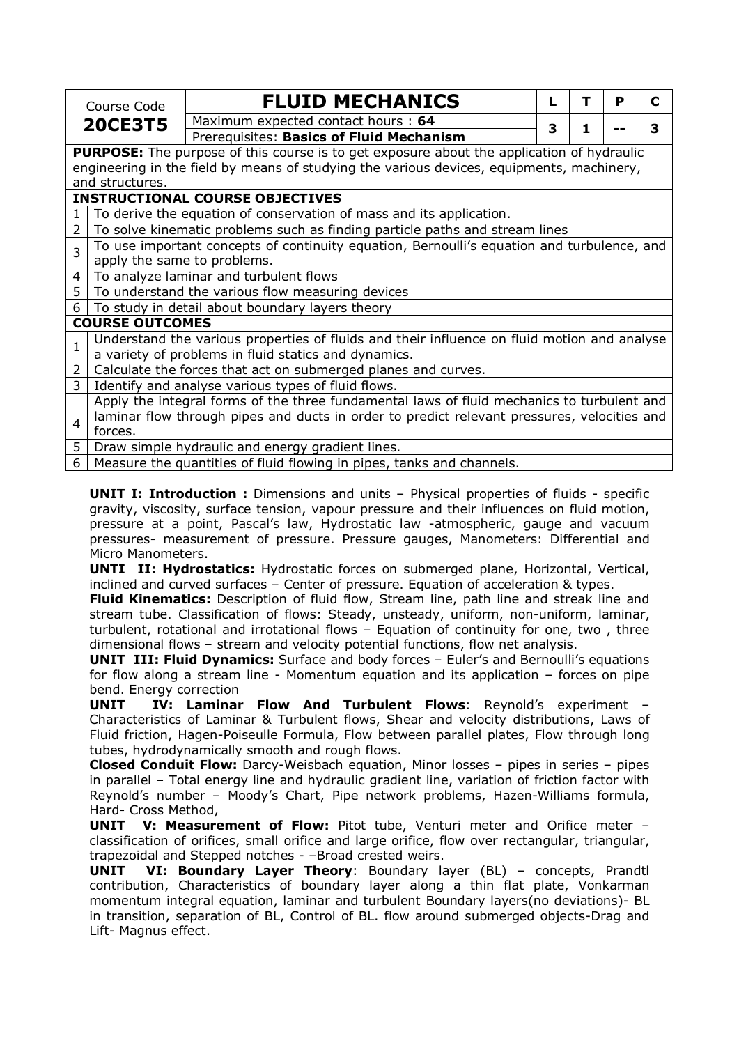| Course Code | FLUID MECHANICS | L | T | P | C |
|---|---|---|---|---|---|
| **20CE3T5** | Maximum expected contact hours : **64** | 3 | 1 | -- | 3 |
| | Prerequisites: **Basics of Fluid Mechanism** | | | | |

**PURPOSE:** The purpose of this course is to get exposure about the application of hydraulic engineering in the field by means of studying the various devices, equipments, machinery, and structures.

**INSTRUCTIONAL COURSE OBJECTIVES**

| | |
|---|---|
| 1 | To derive the equation of conservation of mass and its application. |
| 2 | To solve kinematic problems such as finding particle paths and stream lines |
| 3 | To use important concepts of continuity equation, Bernoulli's equation and turbulence, and apply the same to problems. |
| 4 | To analyze laminar and turbulent flows |
| 5 | To understand the various flow measuring devices |
| 6 | To study in detail about boundary layers theory |

**COURSE OUTCOMES**

| | |
|---|---|
| 1 | Understand the various properties of fluids and their influence on fluid motion and analyse a variety of problems in fluid statics and dynamics. |
| 2 | Calculate the forces that act on submerged planes and curves. |
| 3 | Identify and analyse various types of fluid flows. |
| 4 | Apply the integral forms of the three fundamental laws of fluid mechanics to turbulent and laminar flow through pipes and ducts in order to predict relevant pressures, velocities and forces. |
| 5 | Draw simple hydraulic and energy gradient lines. |
| 6 | Measure the quantities of fluid flowing in pipes, tanks and channels. |

**UNIT I: Introduction :** Dimensions and units – Physical properties of fluids - specific gravity, viscosity, surface tension, vapour pressure and their influences on fluid motion, pressure at a point, Pascal's law, Hydrostatic law -atmospheric, gauge and vacuum pressures- measurement of pressure. Pressure gauges, Manometers: Differential and Micro Manometers.

**UNTI II: Hydrostatics:** Hydrostatic forces on submerged plane, Horizontal, Vertical, inclined and curved surfaces – Center of pressure. Equation of acceleration & types.

**Fluid Kinematics:** Description of fluid flow, Stream line, path line and streak line and stream tube. Classification of flows: Steady, unsteady, uniform, non-uniform, laminar, turbulent, rotational and irrotational flows – Equation of continuity for one, two , three dimensional flows – stream and velocity potential functions, flow net analysis.

**UNIT III: Fluid Dynamics:** Surface and body forces – Euler's and Bernoulli's equations for flow along a stream line - Momentum equation and its application – forces on pipe bend. Energy correction

**UNIT IV: Laminar Flow And Turbulent Flows**: Reynold's experiment – Characteristics of Laminar & Turbulent flows, Shear and velocity distributions, Laws of Fluid friction, Hagen-Poiseulle Formula, Flow between parallel plates, Flow through long tubes, hydrodynamically smooth and rough flows.

**Closed Conduit Flow:** Darcy-Weisbach equation, Minor losses – pipes in series – pipes in parallel – Total energy line and hydraulic gradient line, variation of friction factor with Reynold's number – Moody's Chart, Pipe network problems, Hazen-Williams formula, Hard- Cross Method,

**UNIT V: Measurement of Flow:** Pitot tube, Venturi meter and Orifice meter – classification of orifices, small orifice and large orifice, flow over rectangular, triangular, trapezoidal and Stepped notches - –Broad crested weirs.

**UNIT VI: Boundary Layer Theory**: Boundary layer (BL) – concepts, Prandtl contribution, Characteristics of boundary layer along a thin flat plate, Vonkarman momentum integral equation, laminar and turbulent Boundary layers(no deviations)- BL in transition, separation of BL, Control of BL. flow around submerged objects-Drag and Lift- Magnus effect.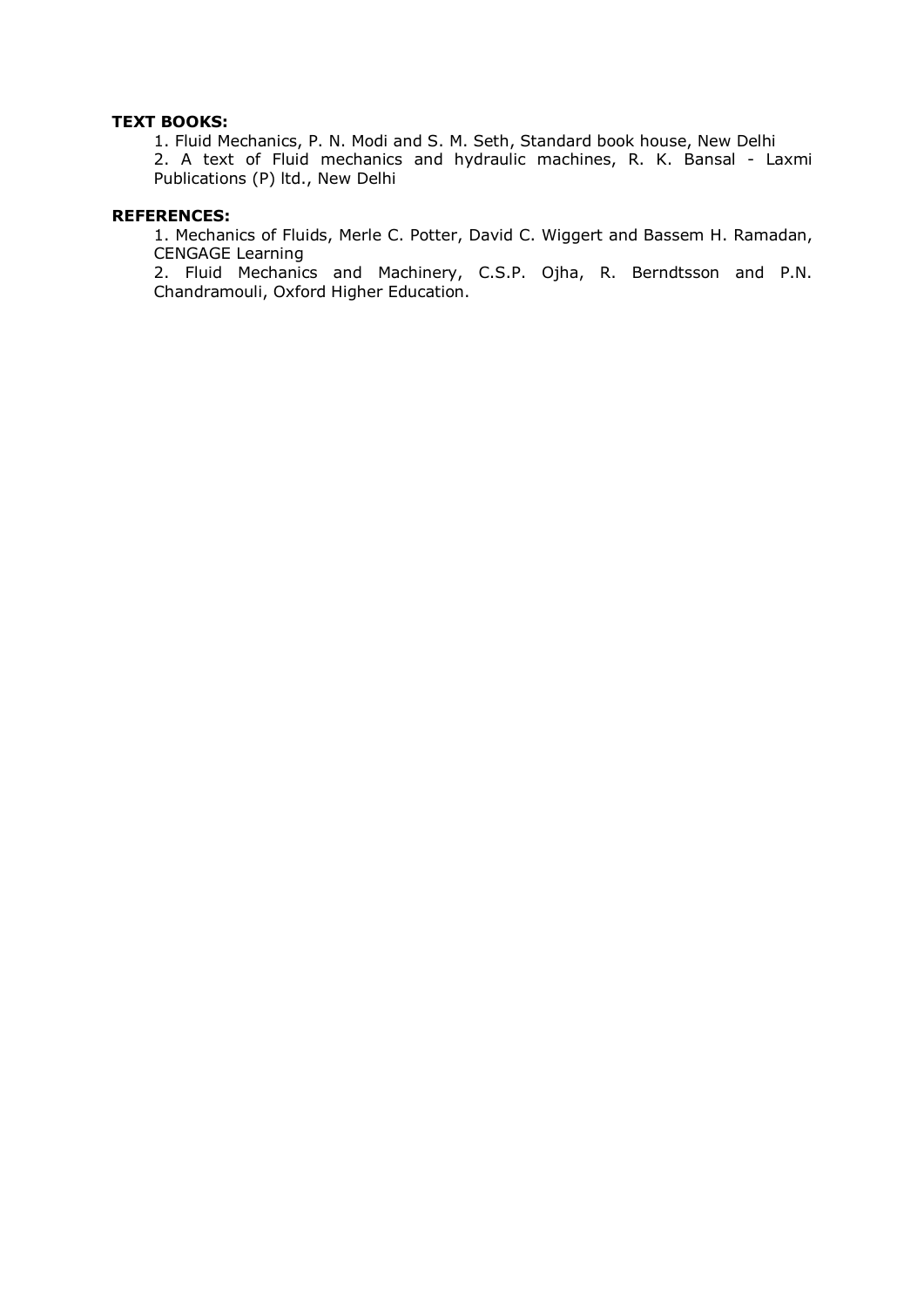**TEXT BOOKS:**

1. Fluid Mechanics, P. N. Modi and S. M. Seth, Standard book house, New Delhi
2. A text of Fluid mechanics and hydraulic machines, R. K. Bansal - Laxmi Publications (P) ltd., New Delhi

**REFERENCES:**

1. Mechanics of Fluids, Merle C. Potter, David C. Wiggert and Bassem H. Ramadan, CENGAGE Learning
2. Fluid Mechanics and Machinery, C.S.P. Ojha, R. Berndtsson and P.N. Chandramouli, Oxford Higher Education.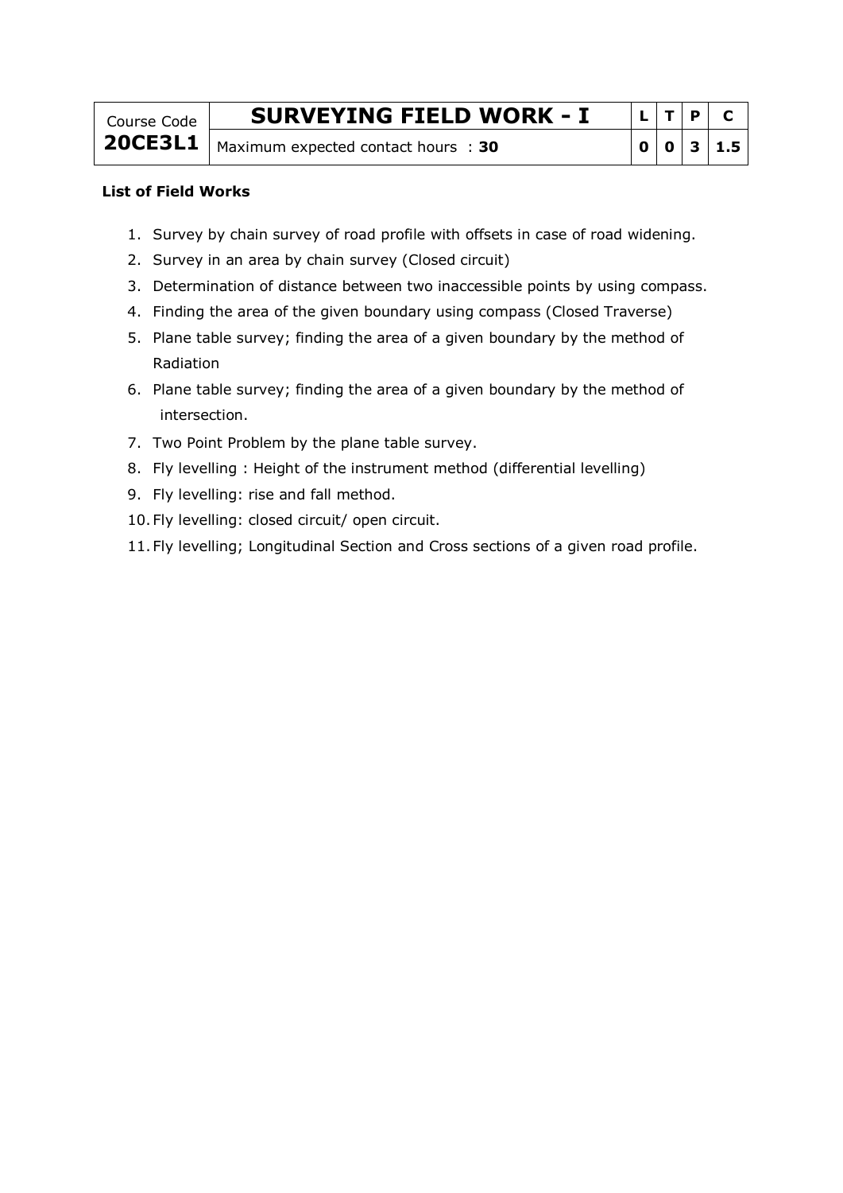| Course Code | SURVEYING FIELD WORK - I | L | T | P | C |
|---|---|---|---|---|---|
| **20CE3L1** | Maximum expected contact hours : **30** | **0** | **0** | **3** | **1.5** |

**List of Field Works**

1. Survey by chain survey of road profile with offsets in case of road widening.
2. Survey in an area by chain survey (Closed circuit)
3. Determination of distance between two inaccessible points by using compass.
4. Finding the area of the given boundary using compass (Closed Traverse)
5. Plane table survey; finding the area of a given boundary by the method of Radiation
6. Plane table survey; finding the area of a given boundary by the method of intersection.
7. Two Point Problem by the plane table survey.
8. Fly levelling : Height of the instrument method (differential levelling)
9. Fly levelling: rise and fall method.
10. Fly levelling: closed circuit/ open circuit.
11. Fly levelling; Longitudinal Section and Cross sections of a given road profile.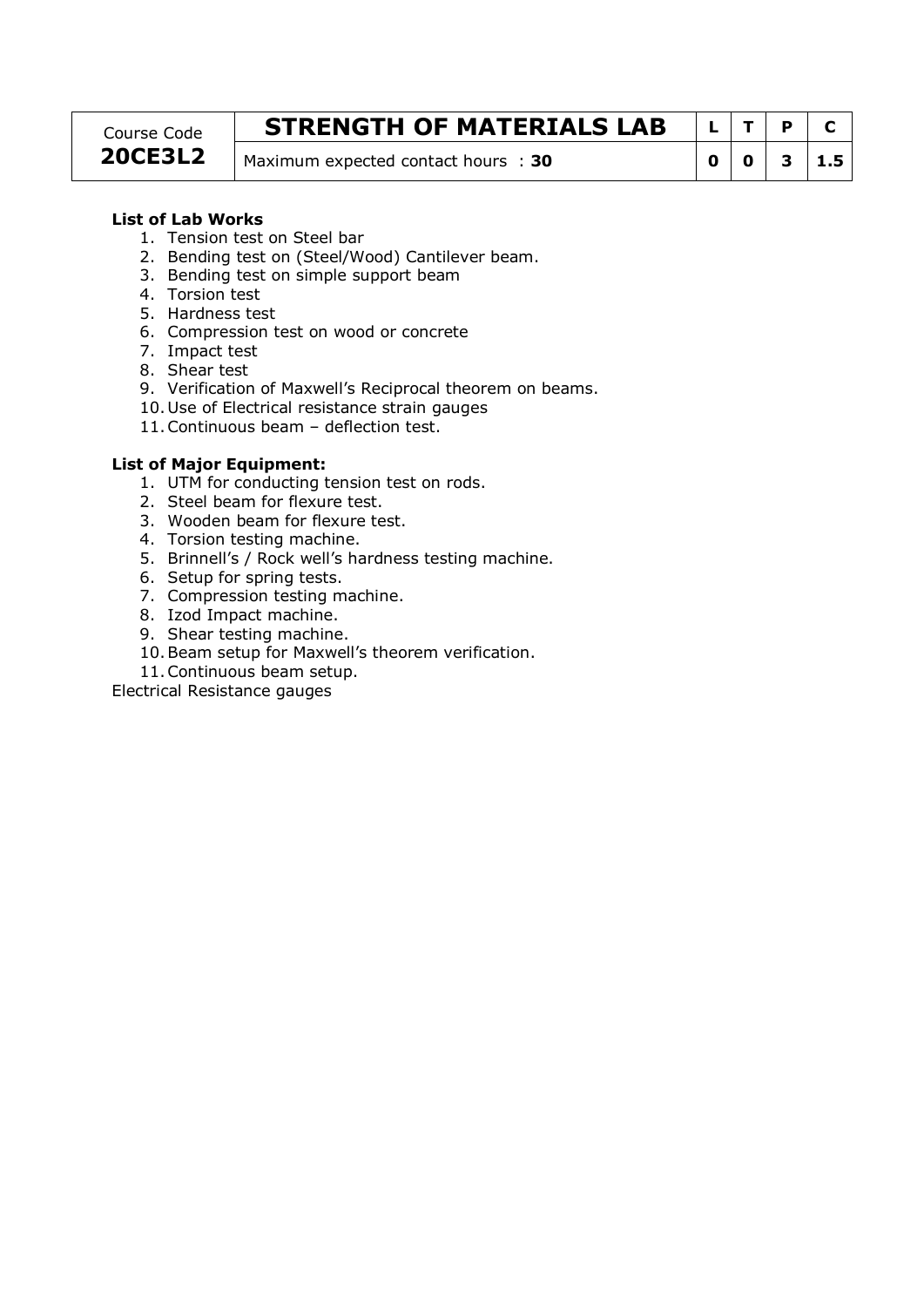| Course Code | STRENGTH OF MATERIALS LAB | L | T | P | C |
| --- | --- | --- | --- | --- | --- |
| **20CE3L2** | Maximum expected contact hours : **30** | **0** | **0** | **3** | **1.5** |

**List of Lab Works**

1. Tension test on Steel bar
2. Bending test on (Steel/Wood) Cantilever beam.
3. Bending test on simple support beam
4. Torsion test
5. Hardness test
6. Compression test on wood or concrete
7. Impact test
8. Shear test
9. Verification of Maxwell's Reciprocal theorem on beams.
10. Use of Electrical resistance strain gauges
11. Continuous beam – deflection test.

**List of Major Equipment:**

1. UTM for conducting tension test on rods.
2. Steel beam for flexure test.
3. Wooden beam for flexure test.
4. Torsion testing machine.
5. Brinnell's / Rock well's hardness testing machine.
6. Setup for spring tests.
7. Compression testing machine.
8. Izod Impact machine.
9. Shear testing machine.
10. Beam setup for Maxwell's theorem verification.
11. Continuous beam setup.

Electrical Resistance gauges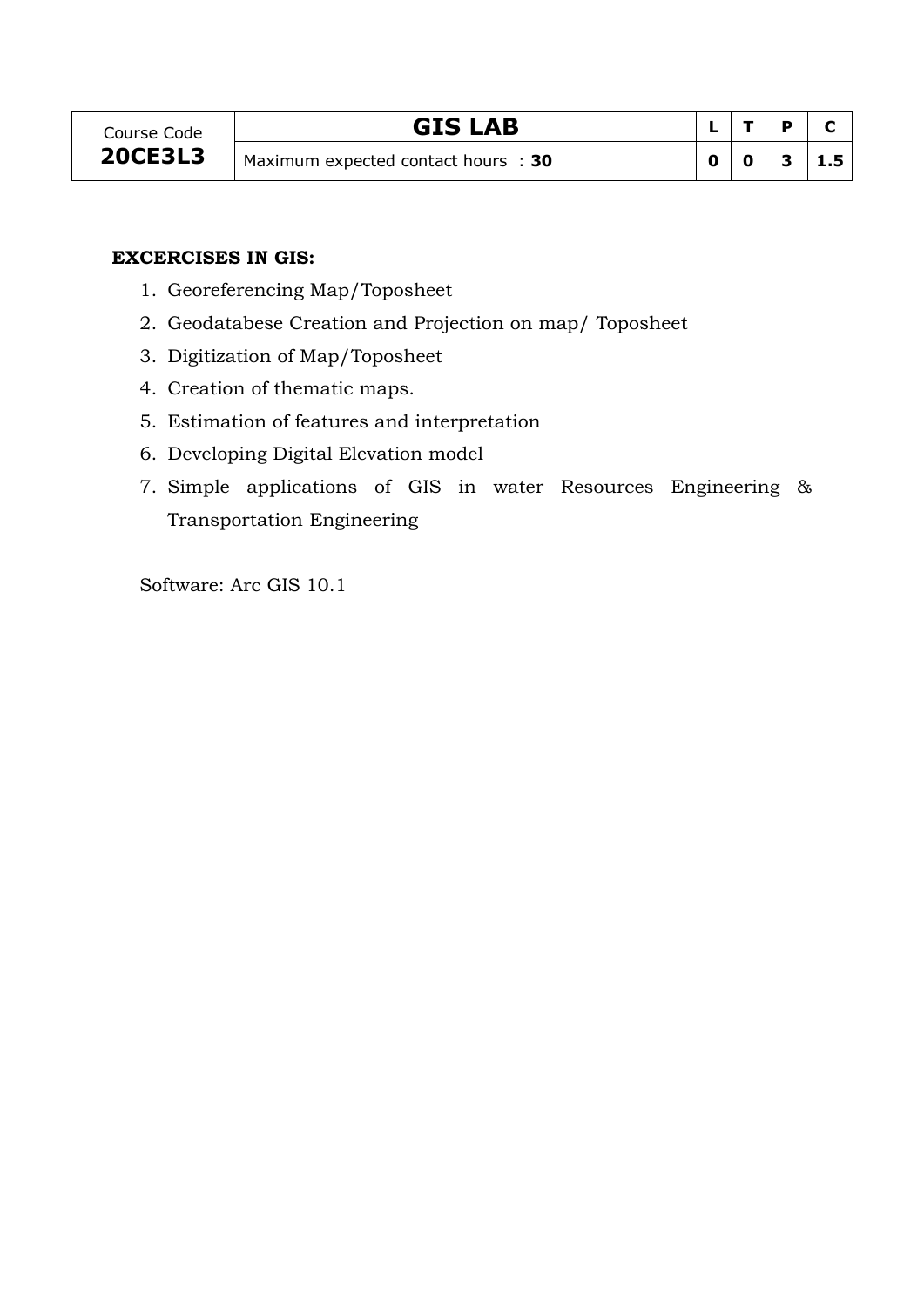| Course Code | GIS LAB | L | T | P | C |
|---|---|---|---|---|---|
| **20CE3L3** | Maximum expected contact hours : **30** | **0** | **0** | **3** | **1.5** |

**EXCERCISES IN GIS:**

1. Georeferencing Map/Toposheet
2. Geodatabese Creation and Projection on map/ Toposheet
3. Digitization of Map/Toposheet
4. Creation of thematic maps.
5. Estimation of features and interpretation
6. Developing Digital Elevation model
7. Simple applications of GIS in water Resources Engineering & Transportation Engineering

Software: Arc GIS 10.1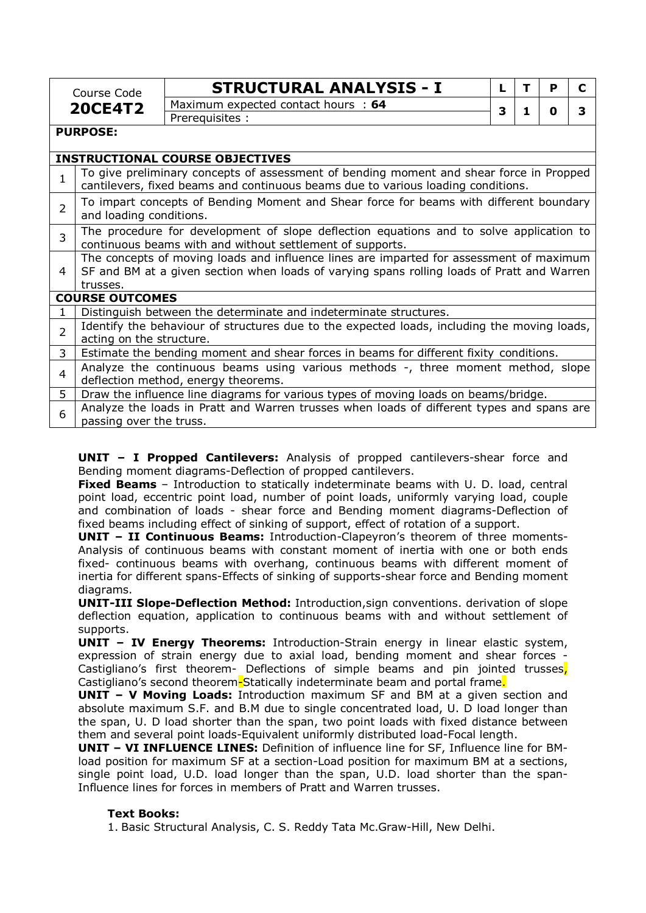| Course Code | STRUCTURAL ANALYSIS - I | L | T | P | C |
|---|---|---|---|---|---|
| **20CE4T2** | Maximum expected contact hours : **64** | 3 | 1 | 0 | 3 |
| | Prerequisites : | | | | |

**PURPOSE:**

| **INSTRUCTIONAL COURSE OBJECTIVES** | |
|---|---|
| 1 | To give preliminary concepts of assessment of bending moment and shear force in Propped cantilevers, fixed beams and continuous beams due to various loading conditions. |
| 2 | To impart concepts of Bending Moment and Shear force for beams with different boundary and loading conditions. |
| 3 | The procedure for development of slope deflection equations and to solve application to continuous beams with and without settlement of supports. |
| 4 | The concepts of moving loads and influence lines are imparted for assessment of maximum SF and BM at a given section when loads of varying spans rolling loads of Pratt and Warren trusses. |

| **COURSE OUTCOMES** | |
|---|---|
| 1 | Distinguish between the determinate and indeterminate structures. |
| 2 | Identify the behaviour of structures due to the expected loads, including the moving loads, acting on the structure. |
| 3 | Estimate the bending moment and shear forces in beams for different fixity conditions. |
| 4 | Analyze the continuous beams using various methods -, three moment method, slope deflection method, energy theorems. |
| 5 | Draw the influence line diagrams for various types of moving loads on beams/bridge. |
| 6 | Analyze the loads in Pratt and Warren trusses when loads of different types and spans are passing over the truss. |

**UNIT – I Propped Cantilevers:** Analysis of propped cantilevers-shear force and Bending moment diagrams-Deflection of propped cantilevers.

**Fixed Beams** – Introduction to statically indeterminate beams with U. D. load, central point load, eccentric point load, number of point loads, uniformly varying load, couple and combination of loads - shear force and Bending moment diagrams-Deflection of fixed beams including effect of sinking of support, effect of rotation of a support.

**UNIT – II Continuous Beams:** Introduction-Clapeyron's theorem of three moments-Analysis of continuous beams with constant moment of inertia with one or both ends fixed- continuous beams with overhang, continuous beams with different moment of inertia for different spans-Effects of sinking of supports-shear force and Bending moment diagrams.

**UNIT-III Slope-Deflection Method:** Introduction,sign conventions. derivation of slope deflection equation, application to continuous beams with and without settlement of supports.

**UNIT – IV Energy Theorems:** Introduction-Strain energy in linear elastic system, expression of strain energy due to axial load, bending moment and shear forces - Castigliano's first theorem- Deflections of simple beams and pin jointed trusses, Castigliano's second theorem-Statically indeterminate beam and portal frame.

**UNIT – V Moving Loads:** Introduction maximum SF and BM at a given section and absolute maximum S.F. and B.M due to single concentrated load, U. D load longer than the span, U. D load shorter than the span, two point loads with fixed distance between them and several point loads-Equivalent uniformly distributed load-Focal length.

**UNIT – VI INFLUENCE LINES:** Definition of influence line for SF, Influence line for BM-load position for maximum SF at a section-Load position for maximum BM at a sections, single point load, U.D. load longer than the span, U.D. load shorter than the span-Influence lines for forces in members of Pratt and Warren trusses.

**Text Books:**

1. Basic Structural Analysis, C. S. Reddy Tata Mc.Graw-Hill, New Delhi.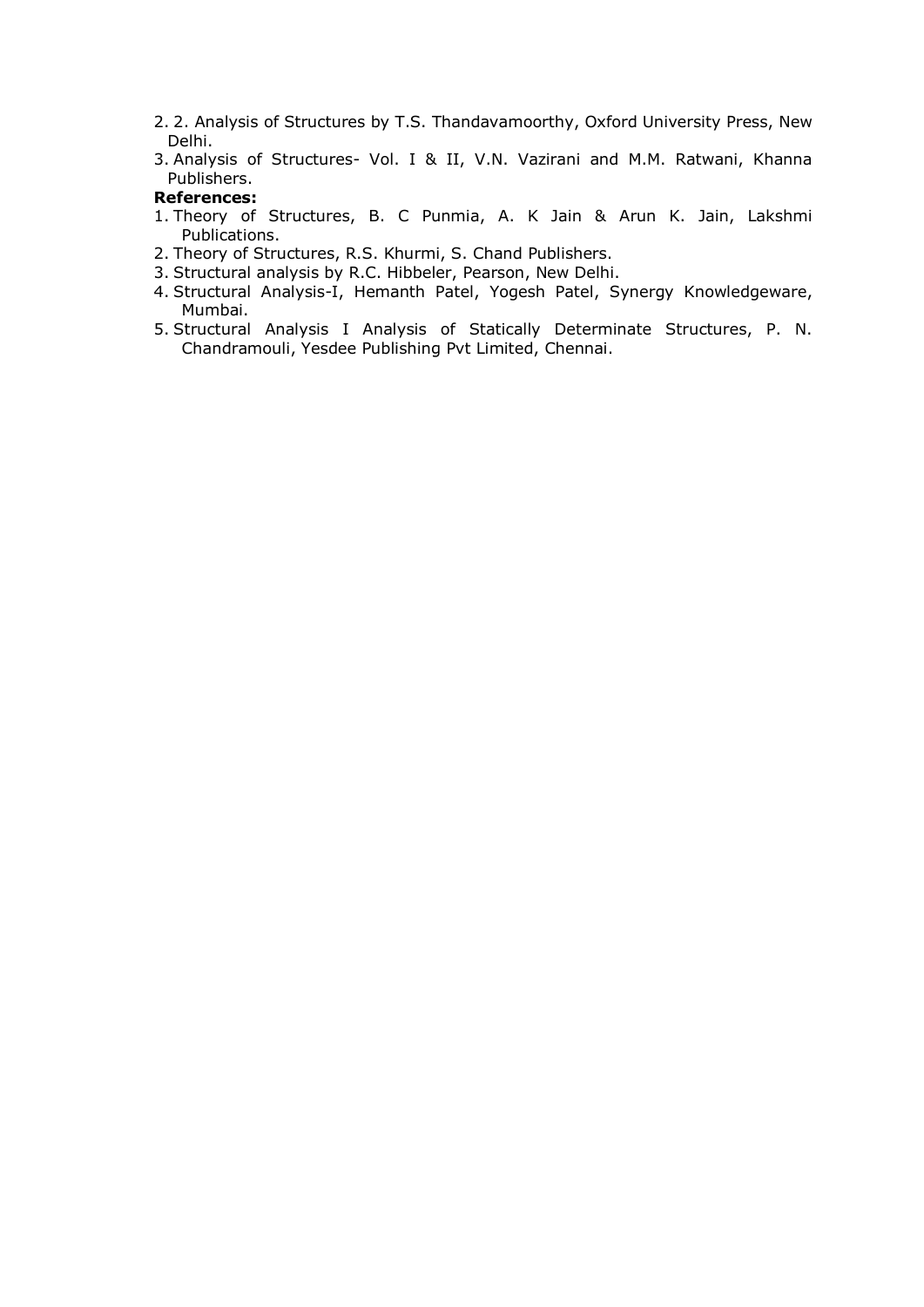2. 2. Analysis of Structures by T.S. Thandavamoorthy, Oxford University Press, New Delhi.
3. Analysis of Structures- Vol. I & II, V.N. Vazirani and M.M. Ratwani, Khanna Publishers.

**References:**

1. Theory of Structures, B. C Punmia, A. K Jain & Arun K. Jain, Lakshmi Publications.
2. Theory of Structures, R.S. Khurmi, S. Chand Publishers.
3. Structural analysis by R.C. Hibbeler, Pearson, New Delhi.
4. Structural Analysis-I, Hemanth Patel, Yogesh Patel, Synergy Knowledgeware, Mumbai.
5. Structural Analysis I Analysis of Statically Determinate Structures, P. N. Chandramouli, Yesdee Publishing Pvt Limited, Chennai.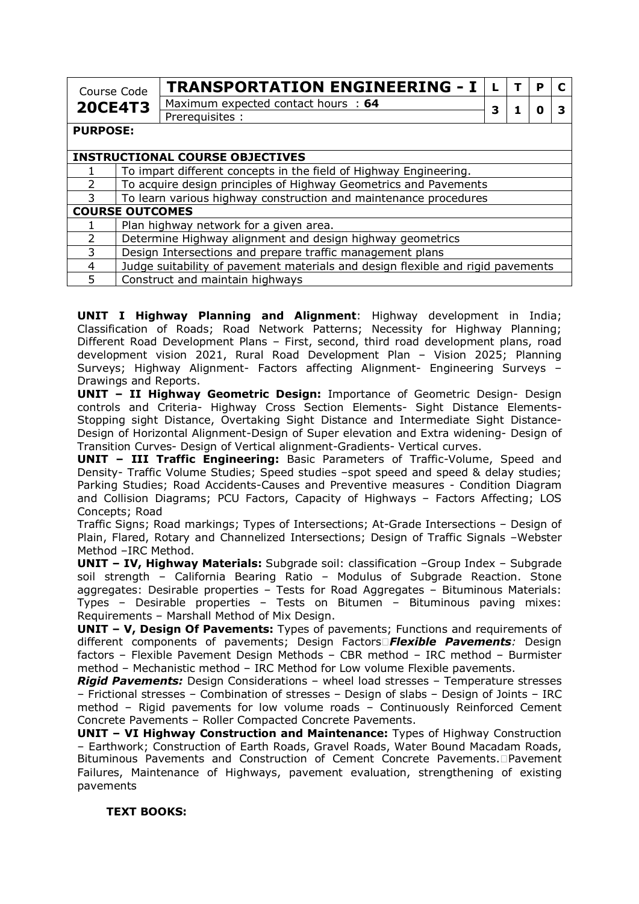| Course Code | TRANSPORTATION ENGINEERING - I | L | T | P | C |
|---|---|---|---|---|---|
| **20CE4T3** | Maximum expected contact hours : **64** | 3 | 1 | 0 | 3 |
| | Prerequisites : | | | | |

**PURPOSE:**

| INSTRUCTIONAL COURSE OBJECTIVES | |
|---|---|
| 1 | To impart different concepts in the field of Highway Engineering. |
| 2 | To acquire design principles of Highway Geometrics and Pavements |
| 3 | To learn various highway construction and maintenance procedures |

| COURSE OUTCOMES | |
|---|---|
| 1 | Plan highway network for a given area. |
| 2 | Determine Highway alignment and design highway geometrics |
| 3 | Design Intersections and prepare traffic management plans |
| 4 | Judge suitability of pavement materials and design flexible and rigid pavements |
| 5 | Construct and maintain highways |

**UNIT I Highway Planning and Alignment**: Highway development in India; Classification of Roads; Road Network Patterns; Necessity for Highway Planning; Different Road Development Plans – First, second, third road development plans, road development vision 2021, Rural Road Development Plan – Vision 2025; Planning Surveys; Highway Alignment- Factors affecting Alignment- Engineering Surveys – Drawings and Reports.

**UNIT – II Highway Geometric Design:** Importance of Geometric Design- Design controls and Criteria- Highway Cross Section Elements- Sight Distance Elements- Stopping sight Distance, Overtaking Sight Distance and Intermediate Sight Distance- Design of Horizontal Alignment-Design of Super elevation and Extra widening- Design of Transition Curves- Design of Vertical alignment-Gradients- Vertical curves.

**UNIT – III Traffic Engineering:** Basic Parameters of Traffic-Volume, Speed and Density- Traffic Volume Studies; Speed studies –spot speed and speed & delay studies; Parking Studies; Road Accidents-Causes and Preventive measures - Condition Diagram and Collision Diagrams; PCU Factors, Capacity of Highways – Factors Affecting; LOS Concepts; Road

Traffic Signs; Road markings; Types of Intersections; At-Grade Intersections – Design of Plain, Flared, Rotary and Channelized Intersections; Design of Traffic Signals –Webster Method –IRC Method.

**UNIT – IV, Highway Materials:** Subgrade soil: classification –Group Index – Subgrade soil strength – California Bearing Ratio – Modulus of Subgrade Reaction. Stone aggregates: Desirable properties – Tests for Road Aggregates – Bituminous Materials: Types – Desirable properties – Tests on Bitumen – Bituminous paving mixes: Requirements – Marshall Method of Mix Design.

**UNIT – V, Design Of Pavements:** Types of pavements; Functions and requirements of different components of pavements; Design Factors ***Flexible Pavements**:* Design factors – Flexible Pavement Design Methods – CBR method – IRC method – Burmister method – Mechanistic method – IRC Method for Low volume Flexible pavements.

***Rigid Pavements:*** Design Considerations – wheel load stresses – Temperature stresses – Frictional stresses – Combination of stresses – Design of slabs – Design of Joints – IRC method – Rigid pavements for low volume roads – Continuously Reinforced Cement Concrete Pavements – Roller Compacted Concrete Pavements.

**UNIT – VI Highway Construction and Maintenance:** Types of Highway Construction – Earthwork; Construction of Earth Roads, Gravel Roads, Water Bound Macadam Roads, Bituminous Pavements and Construction of Cement Concrete Pavements. Pavement Failures, Maintenance of Highways, pavement evaluation, strengthening of existing pavements

**TEXT BOOKS:**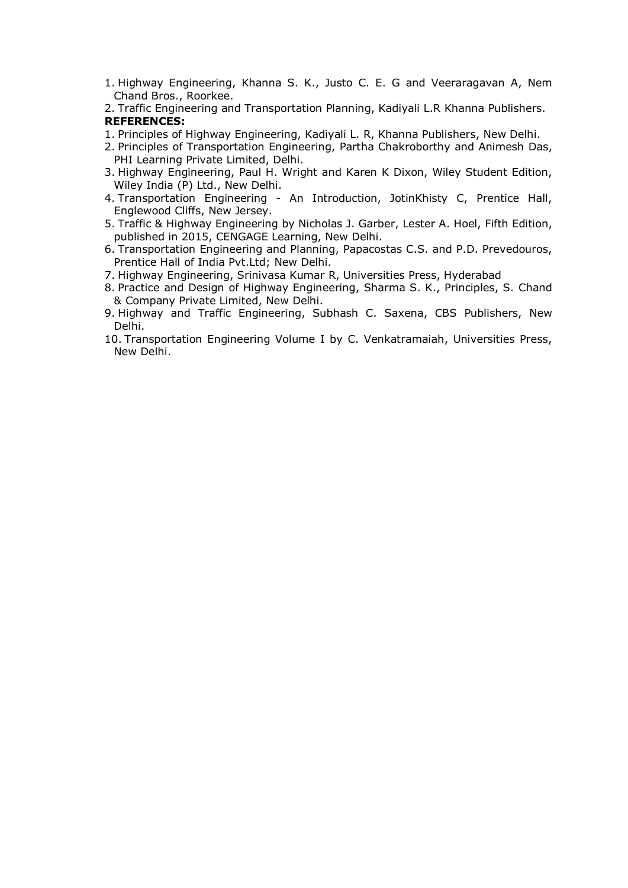1. Highway Engineering, Khanna S. K., Justo C. E. G and Veeraragavan A, Nem Chand Bros., Roorkee.
2. Traffic Engineering and Transportation Planning, Kadiyali L.R Khanna Publishers.

**REFERENCES:**

1. Principles of Highway Engineering, Kadiyali L. R, Khanna Publishers, New Delhi.
2. Principles of Transportation Engineering, Partha Chakroborthy and Animesh Das, PHI Learning Private Limited, Delhi.
3. Highway Engineering, Paul H. Wright and Karen K Dixon, Wiley Student Edition, Wiley India (P) Ltd., New Delhi.
4. Transportation Engineering - An Introduction, JotinKhisty C, Prentice Hall, Englewood Cliffs, New Jersey.
5. Traffic & Highway Engineering by Nicholas J. Garber, Lester A. Hoel, Fifth Edition, published in 2015, CENGAGE Learning, New Delhi.
6. Transportation Engineering and Planning, Papacostas C.S. and P.D. Prevedouros, Prentice Hall of India Pvt.Ltd; New Delhi.
7. Highway Engineering, Srinivasa Kumar R, Universities Press, Hyderabad
8. Practice and Design of Highway Engineering, Sharma S. K., Principles, S. Chand & Company Private Limited, New Delhi.
9. Highway and Traffic Engineering, Subhash C. Saxena, CBS Publishers, New Delhi.
10. Transportation Engineering Volume I by C. Venkatramaiah, Universities Press, New Delhi.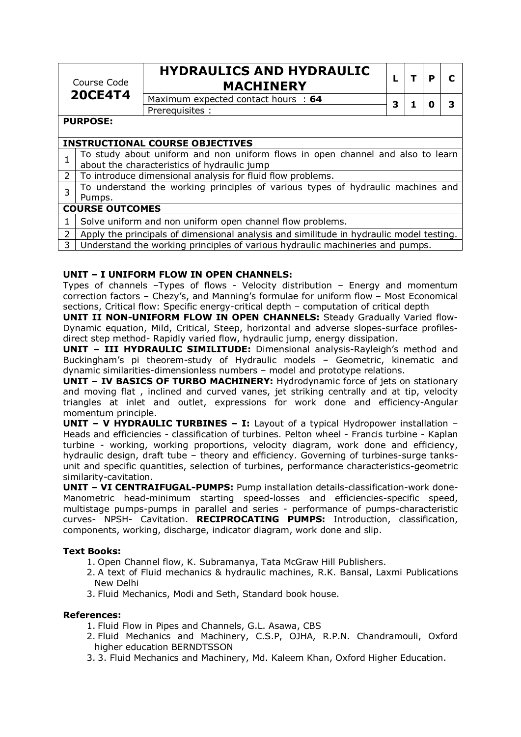| Course Code **20CE4T4** | **HYDRAULICS AND HYDRAULIC MACHINERY** | **L** | **T** | **P** | **C** |
|---|---|---|---|---|---|
| | Maximum expected contact hours : **64** | **3** | **1** | **0** | **3** |
| | Prerequisites : | | | | |

**PURPOSE:**

**INSTRUCTIONAL COURSE OBJECTIVES**

| | |
|---|---|
| 1 | To study about uniform and non uniform flows in open channel and also to learn about the characteristics of hydraulic jump |
| 2 | To introduce dimensional analysis for fluid flow problems. |
| 3 | To understand the working principles of various types of hydraulic machines and Pumps. |

**COURSE OUTCOMES**

| | |
|---|---|
| 1 | Solve uniform and non uniform open channel flow problems. |
| 2 | Apply the principals of dimensional analysis and similitude in hydraulic model testing. |
| 3 | Understand the working principles of various hydraulic machineries and pumps. |

**UNIT – I UNIFORM FLOW IN OPEN CHANNELS:** Types of channels –Types of flows - Velocity distribution – Energy and momentum correction factors – Chezy's, and Manning's formulae for uniform flow – Most Economical sections, Critical flow: Specific energy-critical depth – computation of critical depth

**UNIT II NON-UNIFORM FLOW IN OPEN CHANNELS:** Steady Gradually Varied flow-Dynamic equation, Mild, Critical, Steep, horizontal and adverse slopes-surface profiles-direct step method- Rapidly varied flow, hydraulic jump, energy dissipation.

**UNIT – III HYDRAULIC SIMILITUDE:** Dimensional analysis-Rayleigh's method and Buckingham's pi theorem-study of Hydraulic models – Geometric, kinematic and dynamic similarities-dimensionless numbers – model and prototype relations.

**UNIT – IV BASICS OF TURBO MACHINERY:** Hydrodynamic force of jets on stationary and moving flat , inclined and curved vanes, jet striking centrally and at tip, velocity triangles at inlet and outlet, expressions for work done and efficiency-Angular momentum principle.

**UNIT – V HYDRAULIC TURBINES – I:** Layout of a typical Hydropower installation – Heads and efficiencies - classification of turbines. Pelton wheel - Francis turbine - Kaplan turbine - working, working proportions, velocity diagram, work done and efficiency, hydraulic design, draft tube – theory and efficiency. Governing of turbines-surge tanks-unit and specific quantities, selection of turbines, performance characteristics-geometric similarity-cavitation.

**UNIT – VI CENTRAIFUGAL-PUMPS:** Pump installation details-classification-work done-Manometric head-minimum starting speed-losses and efficiencies-specific speed, multistage pumps-pumps in parallel and series - performance of pumps-characteristic curves- NPSH- Cavitation. **RECIPROCATING PUMPS:** Introduction, classification, components, working, discharge, indicator diagram, work done and slip.

**Text Books:**

1. Open Channel flow, K. Subramanya, Tata McGraw Hill Publishers.
2. A text of Fluid mechanics & hydraulic machines, R.K. Bansal, Laxmi Publications New Delhi
3. Fluid Mechanics, Modi and Seth, Standard book house.

**References:**

1. Fluid Flow in Pipes and Channels, G.L. Asawa, CBS
2. Fluid Mechanics and Machinery, C.S.P, OJHA, R.P.N. Chandramouli, Oxford higher education BERNDTSSON
3. 3. Fluid Mechanics and Machinery, Md. Kaleem Khan, Oxford Higher Education.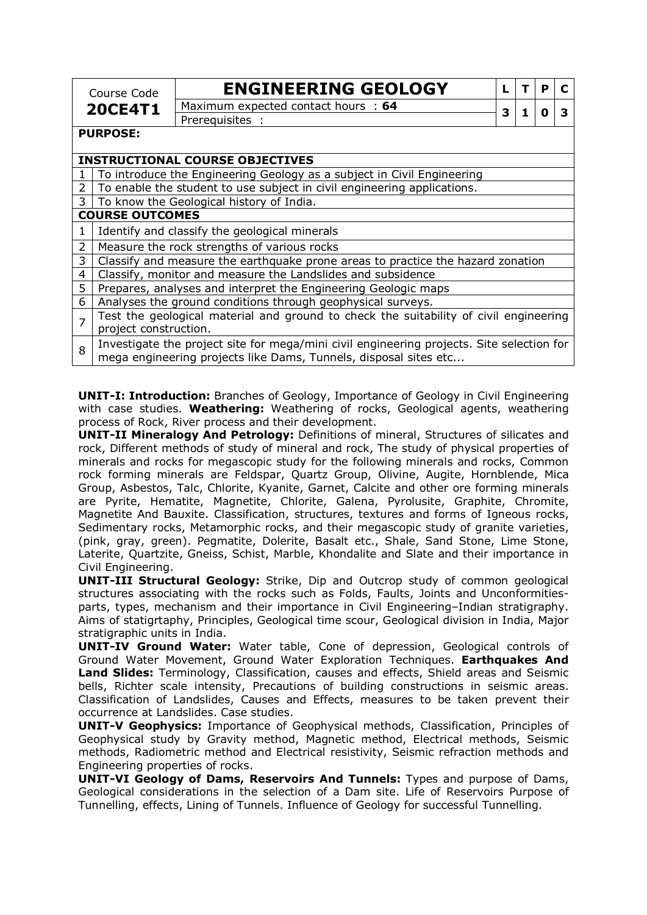| Course Code | ENGINEERING GEOLOGY | L | T | P | C |
|---|---|---|---|---|---|
| **20CE4T1** | Maximum expected contact hours : **64** | 3 | 1 | 0 | 3 |
| | Prerequisites : | | | | |

**PURPOSE:**

**INSTRUCTIONAL COURSE OBJECTIVES**

| | |
|---|---|
| 1 | To introduce the Engineering Geology as a subject in Civil Engineering |
| 2 | To enable the student to use subject in civil engineering applications. |
| 3 | To know the Geological history of India. |

**COURSE OUTCOMES**

| | |
|---|---|
| 1 | Identify and classify the geological minerals |
| 2 | Measure the rock strengths of various rocks |
| 3 | Classify and measure the earthquake prone areas to practice the hazard zonation |
| 4 | Classify, monitor and measure the Landslides and subsidence |
| 5 | Prepares, analyses and interpret the Engineering Geologic maps |
| 6 | Analyses the ground conditions through geophysical surveys. |
| 7 | Test the geological material and ground to check the suitability of civil engineering project construction. |
| 8 | Investigate the project site for mega/mini civil engineering projects. Site selection for mega engineering projects like Dams, Tunnels, disposal sites etc... |

**UNIT-I: Introduction:** Branches of Geology, Importance of Geology in Civil Engineering with case studies. **Weathering:** Weathering of rocks, Geological agents, weathering process of Rock, River process and their development.

**UNIT-II Mineralogy And Petrology:** Definitions of mineral, Structures of silicates and rock, Different methods of study of mineral and rock, The study of physical properties of minerals and rocks for megascopic study for the following minerals and rocks, Common rock forming minerals are Feldspar, Quartz Group, Olivine, Augite, Hornblende, Mica Group, Asbestos, Talc, Chlorite, Kyanite, Garnet, Calcite and other ore forming minerals are Pyrite, Hematite, Magnetite, Chlorite, Galena, Pyrolusite, Graphite, Chromite, Magnetite And Bauxite. Classification, structures, textures and forms of Igneous rocks, Sedimentary rocks, Metamorphic rocks, and their megascopic study of granite varieties, (pink, gray, green). Pegmatite, Dolerite, Basalt etc., Shale, Sand Stone, Lime Stone, Laterite, Quartzite, Gneiss, Schist, Marble, Khondalite and Slate and their importance in Civil Engineering.

**UNIT-III Structural Geology:** Strike, Dip and Outcrop study of common geological structures associating with the rocks such as Folds, Faults, Joints and Unconformities-parts, types, mechanism and their importance in Civil Engineering–Indian stratigraphy. Aims of statigrtaphy, Principles, Geological time scour, Geological division in India, Major stratigraphic units in India.

**UNIT-IV Ground Water:** Water table, Cone of depression, Geological controls of Ground Water Movement, Ground Water Exploration Techniques. **Earthquakes And Land Slides:** Terminology, Classification, causes and effects, Shield areas and Seismic bells, Richter scale intensity, Precautions of building constructions in seismic areas. Classification of Landslides, Causes and Effects, measures to be taken prevent their occurrence at Landslides. Case studies.

**UNIT-V Geophysics:** Importance of Geophysical methods, Classification, Principles of Geophysical study by Gravity method, Magnetic method, Electrical methods, Seismic methods, Radiometric method and Electrical resistivity, Seismic refraction methods and Engineering properties of rocks.

**UNIT-VI Geology of Dams, Reservoirs And Tunnels:** Types and purpose of Dams, Geological considerations in the selection of a Dam site. Life of Reservoirs Purpose of Tunnelling, effects, Lining of Tunnels. Influence of Geology for successful Tunnelling.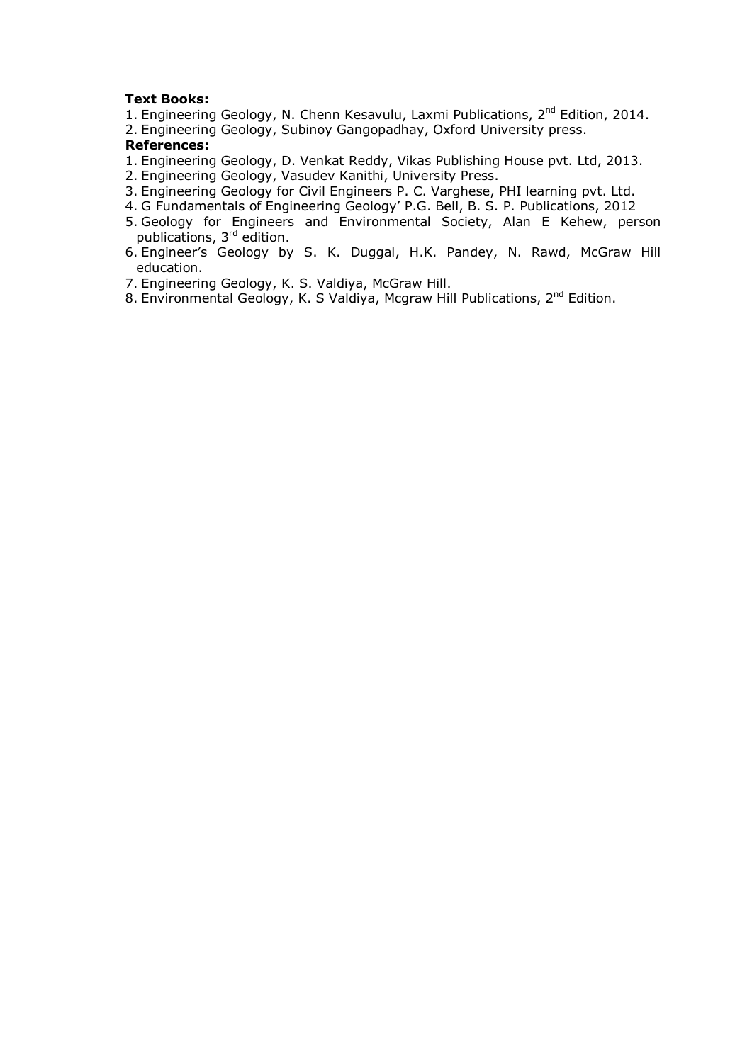**Text Books:**

1. Engineering Geology, N. Chenn Kesavulu, Laxmi Publications, 2nd Edition, 2014.
2. Engineering Geology, Subinoy Gangopadhay, Oxford University press.

**References:**

1. Engineering Geology, D. Venkat Reddy, Vikas Publishing House pvt. Ltd, 2013.
2. Engineering Geology, Vasudev Kanithi, University Press.
3. Engineering Geology for Civil Engineers P. C. Varghese, PHI learning pvt. Ltd.
4. G Fundamentals of Engineering Geology' P.G. Bell, B. S. P. Publications, 2012
5. Geology for Engineers and Environmental Society, Alan E Kehew, person publications, 3rd edition.
6. Engineer's Geology by S. K. Duggal, H.K. Pandey, N. Rawd, McGraw Hill education.
7. Engineering Geology, K. S. Valdiya, McGraw Hill.
8. Environmental Geology, K. S Valdiya, Mcgraw Hill Publications, 2nd Edition.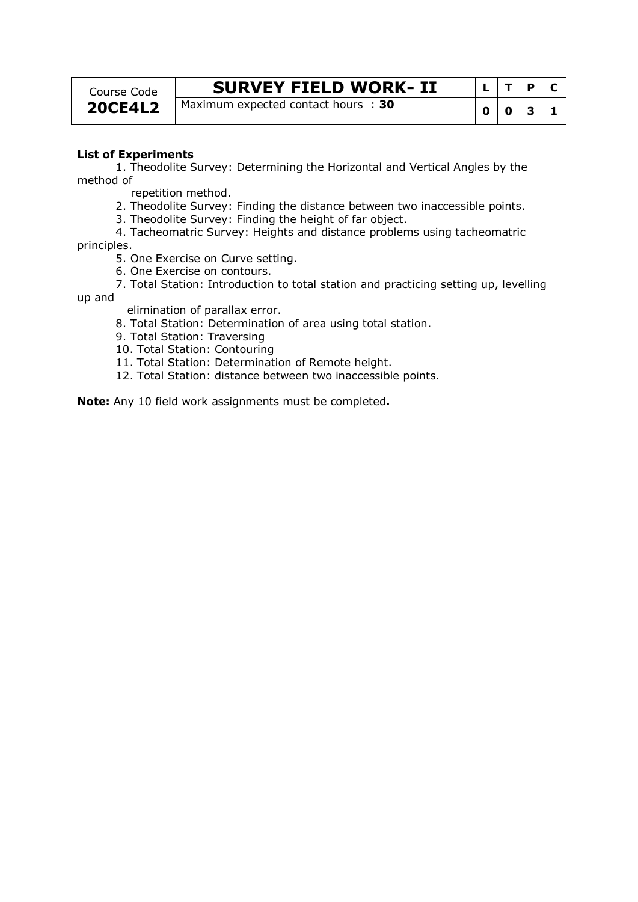| Course Code | SURVEY FIELD WORK- II | L | T | P | C |
|---|---|---|---|---|---|
| **20CE4L2** | Maximum expected contact hours : **30** | **0** | **0** | **3** | **1** |

**List of Experiments**

1. Theodolite Survey: Determining the Horizontal and Vertical Angles by the method of repetition method.
2. Theodolite Survey: Finding the distance between two inaccessible points.
3. Theodolite Survey: Finding the height of far object.
4. Tacheomatric Survey: Heights and distance problems using tacheomatric principles.
5. One Exercise on Curve setting.
6. One Exercise on contours.
7. Total Station: Introduction to total station and practicing setting up, levelling up and elimination of parallax error.
8. Total Station: Determination of area using total station.
9. Total Station: Traversing
10. Total Station: Contouring
11. Total Station: Determination of Remote height.
12. Total Station: distance between two inaccessible points.

**Note:** Any 10 field work assignments must be completed**.**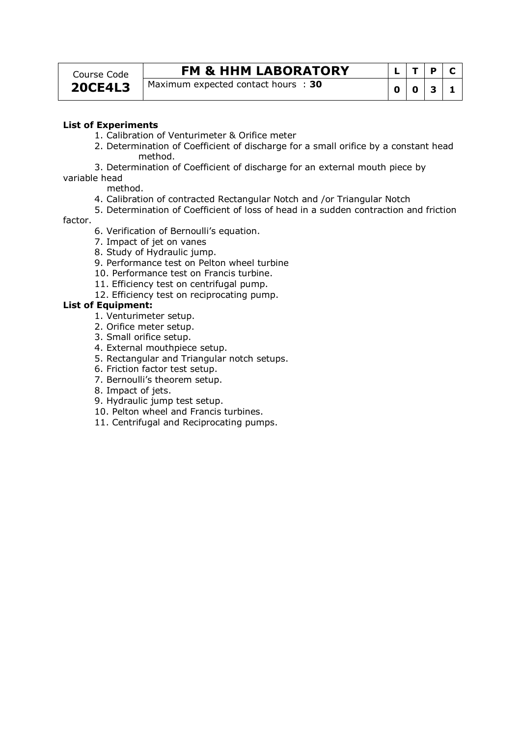| Course Code | FM & HHM LABORATORY | L | T | P | C |
|---|---|---|---|---|---|
| **20CE4L3** | Maximum expected contact hours : **30** | **0** | **0** | **3** | **1** |

**List of Experiments**

1. Calibration of Venturimeter & Orifice meter
2. Determination of Coefficient of discharge for a small orifice by a constant head method.
3. Determination of Coefficient of discharge for an external mouth piece by variable head method.
4. Calibration of contracted Rectangular Notch and /or Triangular Notch
5. Determination of Coefficient of loss of head in a sudden contraction and friction factor.
6. Verification of Bernoulli's equation.
7. Impact of jet on vanes
8. Study of Hydraulic jump.
9. Performance test on Pelton wheel turbine
10. Performance test on Francis turbine.
11. Efficiency test on centrifugal pump.
12. Efficiency test on reciprocating pump.

**List of Equipment:**

1. Venturimeter setup.
2. Orifice meter setup.
3. Small orifice setup.
4. External mouthpiece setup.
5. Rectangular and Triangular notch setups.
6. Friction factor test setup.
7. Bernoulli's theorem setup.
8. Impact of jets.
9. Hydraulic jump test setup.
10. Pelton wheel and Francis turbines.
11. Centrifugal and Reciprocating pumps.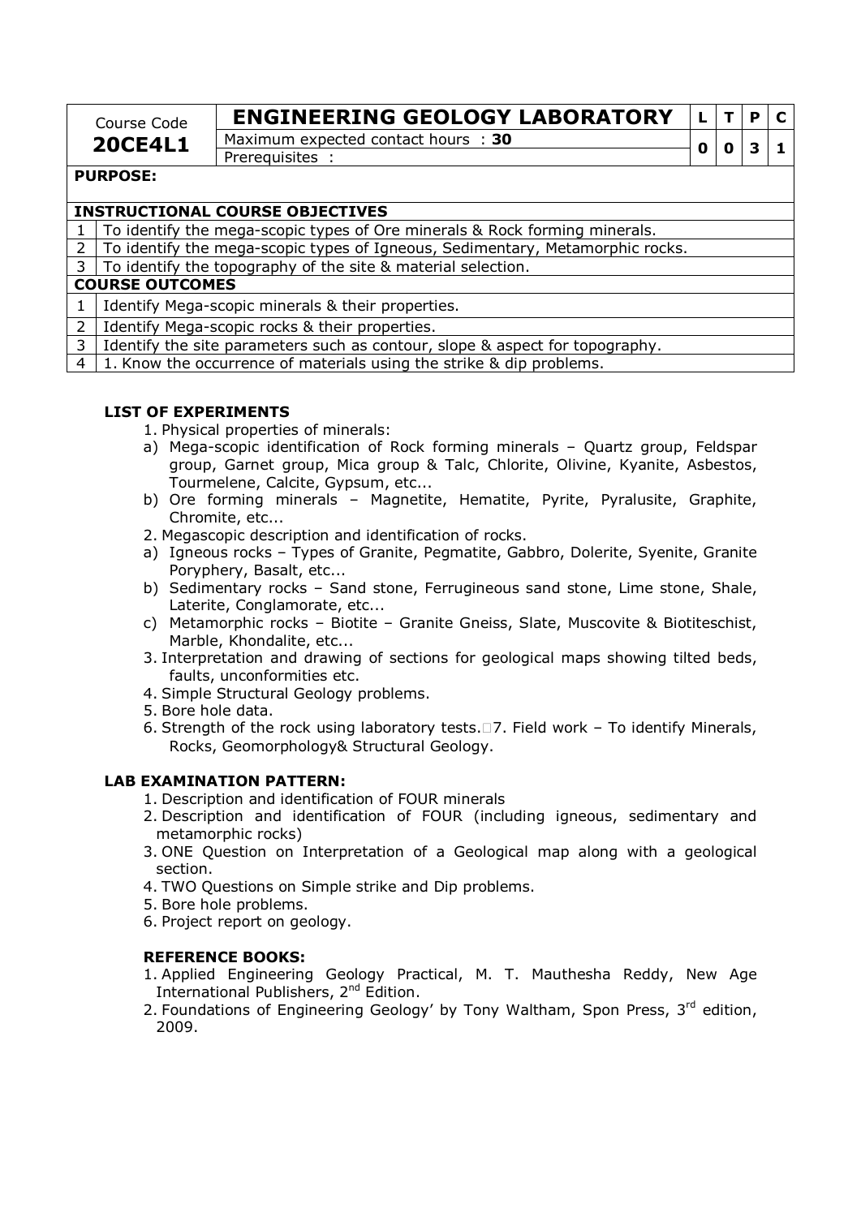| Course Code | ENGINEERING GEOLOGY LABORATORY | L | T | P | C |
|---|---|---|---|---|---|
| 20CE4L1 | Maximum expected contact hours : 30 | 0 | 0 | 3 | 1 |
| | Prerequisites : | | | | |

**PURPOSE:**

| | INSTRUCTIONAL COURSE OBJECTIVES |
|---|---|
| 1 | To identify the mega-scopic types of Ore minerals & Rock forming minerals. |
| 2 | To identify the mega-scopic types of Igneous, Sedimentary, Metamorphic rocks. |
| 3 | To identify the topography of the site & material selection. |

| | COURSE OUTCOMES |
|---|---|
| 1 | Identify Mega-scopic minerals & their properties. |
| 2 | Identify Mega-scopic rocks & their properties. |
| 3 | Identify the site parameters such as contour, slope & aspect for topography. |
| 4 | 1. Know the occurrence of materials using the strike & dip problems. |

**LIST OF EXPERIMENTS**

1. Physical properties of minerals:
   a) Mega-scopic identification of Rock forming minerals – Quartz group, Feldspar group, Garnet group, Mica group & Talc, Chlorite, Olivine, Kyanite, Asbestos, Tourmelene, Calcite, Gypsum, etc...
   b) Ore forming minerals – Magnetite, Hematite, Pyrite, Pyralusite, Graphite, Chromite, etc...
2. Megascopic description and identification of rocks.
   a) Igneous rocks – Types of Granite, Pegmatite, Gabbro, Dolerite, Syenite, Granite Poryphery, Basalt, etc...
   b) Sedimentary rocks – Sand stone, Ferrugineous sand stone, Lime stone, Shale, Laterite, Conglamorate, etc...
   c) Metamorphic rocks – Biotite – Granite Gneiss, Slate, Muscovite & Biotiteschist, Marble, Khondalite, etc...
3. Interpretation and drawing of sections for geological maps showing tilted beds, faults, unconformities etc.
4. Simple Structural Geology problems.
5. Bore hole data.
6. Strength of the rock using laboratory tests.7. Field work – To identify Minerals, Rocks, Geomorphology& Structural Geology.

**LAB EXAMINATION PATTERN:**

1. Description and identification of FOUR minerals
2. Description and identification of FOUR (including igneous, sedimentary and metamorphic rocks)
3. ONE Question on Interpretation of a Geological map along with a geological section.
4. TWO Questions on Simple strike and Dip problems.
5. Bore hole problems.
6. Project report on geology.

**REFERENCE BOOKS:**

1. Applied Engineering Geology Practical, M. T. Mauthesha Reddy, New Age International Publishers, 2nd Edition.
2. Foundations of Engineering Geology' by Tony Waltham, Spon Press, 3rd edition, 2009.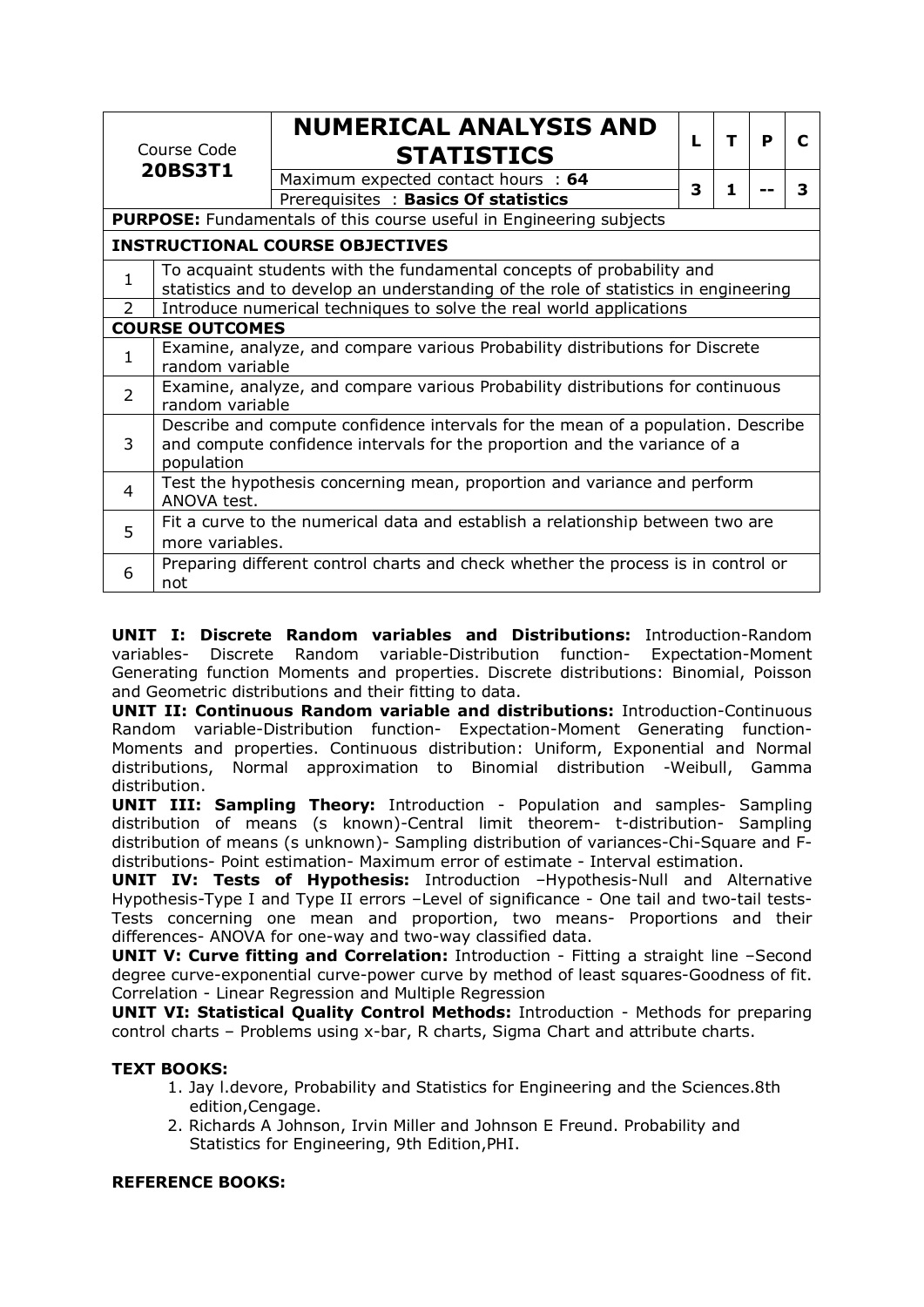| Course Code **20BS3T1** | **NUMERICAL ANALYSIS AND STATISTICS** | L | T | P | C |
|---|---|---|---|---|---|
| | Maximum expected contact hours : **64** | 3 | 1 | -- | 3 |
| | Prerequisites : **Basics Of statistics** | | | | |
| **PURPOSE:** Fundamentals of this course useful in Engineering subjects | | | | | |
| **INSTRUCTIONAL COURSE OBJECTIVES** | | | | | |
| 1 | To acquaint students with the fundamental concepts of probability and statistics and to develop an understanding of the role of statistics in engineering | | | | |
| 2 | Introduce numerical techniques to solve the real world applications | | | | |
| **COURSE OUTCOMES** | | | | | |
| 1 | Examine, analyze, and compare various Probability distributions for Discrete random variable | | | | |
| 2 | Examine, analyze, and compare various Probability distributions for continuous random variable | | | | |
| 3 | Describe and compute confidence intervals for the mean of a population. Describe and compute confidence intervals for the proportion and the variance of a population | | | | |
| 4 | Test the hypothesis concerning mean, proportion and variance and perform ANOVA test. | | | | |
| 5 | Fit a curve to the numerical data and establish a relationship between two are more variables. | | | | |
| 6 | Preparing different control charts and check whether the process is in control or not | | | | |

**UNIT I: Discrete Random variables and Distributions:** Introduction-Random variables- Discrete Random variable-Distribution function- Expectation-Moment Generating function Moments and properties. Discrete distributions: Binomial, Poisson and Geometric distributions and their fitting to data.

**UNIT II: Continuous Random variable and distributions:** Introduction-Continuous Random variable-Distribution function- Expectation-Moment Generating function-Moments and properties. Continuous distribution: Uniform, Exponential and Normal distributions, Normal approximation to Binomial distribution -Weibull, Gamma distribution.

**UNIT III: Sampling Theory:** Introduction - Population and samples- Sampling distribution of means (s known)-Central limit theorem- t-distribution- Sampling distribution of means (s unknown)- Sampling distribution of variances-Chi-Square and F-distributions- Point estimation- Maximum error of estimate - Interval estimation.

**UNIT IV: Tests of Hypothesis:** Introduction –Hypothesis-Null and Alternative Hypothesis-Type I and Type II errors –Level of significance - One tail and two-tail tests-Tests concerning one mean and proportion, two means- Proportions and their differences- ANOVA for one-way and two-way classified data.

**UNIT V: Curve fitting and Correlation:** Introduction - Fitting a straight line –Second degree curve-exponential curve-power curve by method of least squares-Goodness of fit. Correlation - Linear Regression and Multiple Regression

**UNIT VI: Statistical Quality Control Methods:** Introduction - Methods for preparing control charts – Problems using x-bar, R charts, Sigma Chart and attribute charts.

**TEXT BOOKS:**

1. Jay l.devore, Probability and Statistics for Engineering and the Sciences.8th edition,Cengage.
2. Richards A Johnson, Irvin Miller and Johnson E Freund. Probability and Statistics for Engineering, 9th Edition,PHI.

**REFERENCE BOOKS:**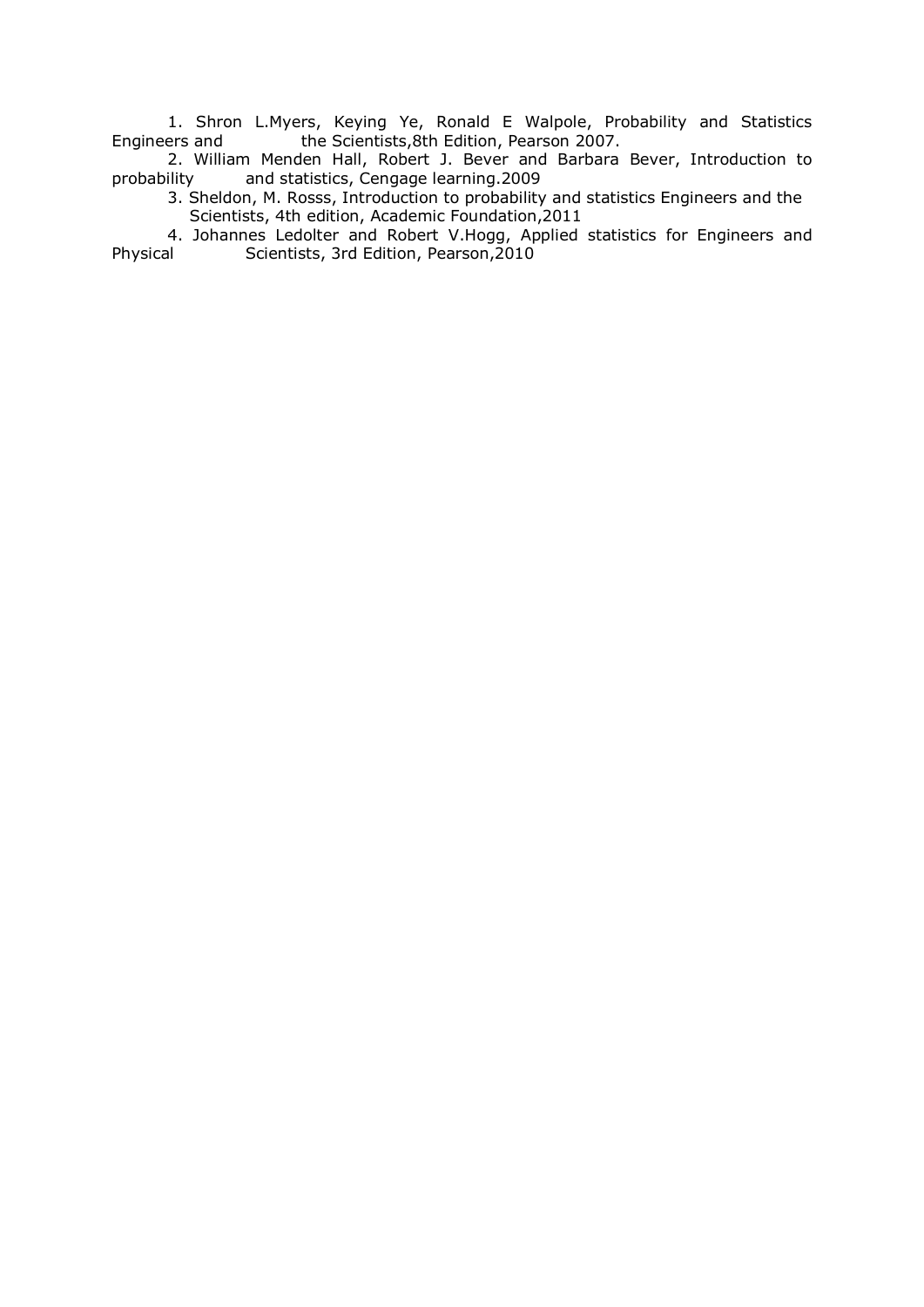1. Shron L.Myers, Keying Ye, Ronald E Walpole, Probability and Statistics Engineers and the Scientists,8th Edition, Pearson 2007.
2. William Menden Hall, Robert J. Bever and Barbara Bever, Introduction to probability and statistics, Cengage learning.2009
3. Sheldon, M. Rosss, Introduction to probability and statistics Engineers and the Scientists, 4th edition, Academic Foundation,2011
4. Johannes Ledolter and Robert V.Hogg, Applied statistics for Engineers and Physical Scientists, 3rd Edition, Pearson,2010